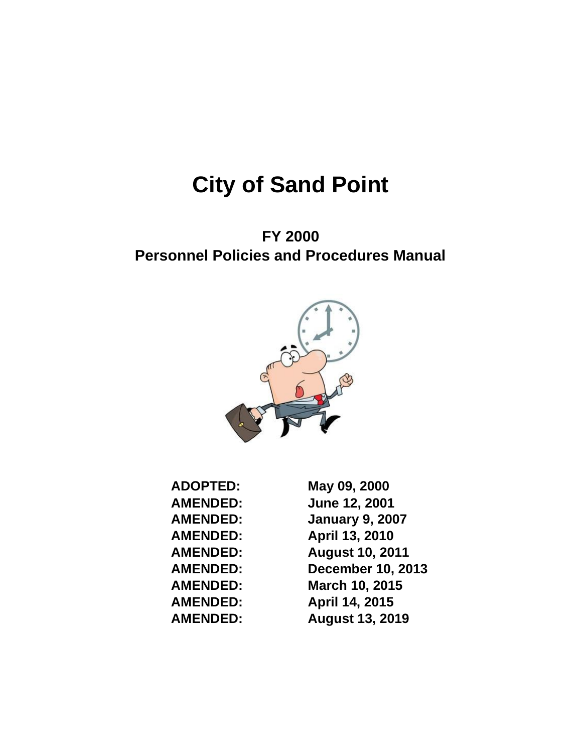# City of Sand Point

## FY 2000
## Personnel Policies and Procedures Manual

| | |
|---|---|
| **ADOPTED:** | **May 09, 2000** |
| **AMENDED:** | **June 12, 2001** |
| **AMENDED:** | **January 9, 2007** |
| **AMENDED:** | **April 13, 2010** |
| **AMENDED:** | **August 10, 2011** |
| **AMENDED:** | **December 10, 2013** |
| **AMENDED:** | **March 10, 2015** |
| **AMENDED:** | **April 14, 2015** |
| **AMENDED:** | **August 13, 2019** |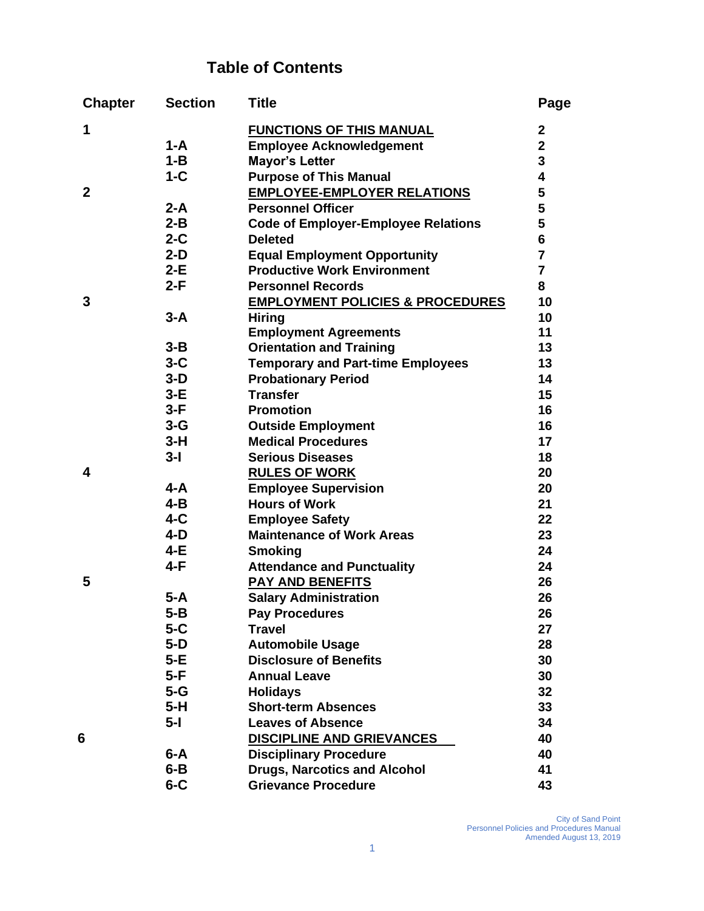# Table of Contents

| Chapter | Section | Title | Page |
|---|---|---|---|
| 1 | | FUNCTIONS OF THIS MANUAL | 2 |
| | 1-A | Employee Acknowledgement | 2 |
| | 1-B | Mayor's Letter | 3 |
| | 1-C | Purpose of This Manual | 4 |
| 2 | | EMPLOYEE-EMPLOYER RELATIONS | 5 |
| | 2-A | Personnel Officer | 5 |
| | 2-B | Code of Employer-Employee Relations | 5 |
| | 2-C | Deleted | 6 |
| | 2-D | Equal Employment Opportunity | 7 |
| | 2-E | Productive Work Environment | 7 |
| | 2-F | Personnel Records | 8 |
| 3 | | EMPLOYMENT POLICIES & PROCEDURES | 10 |
| | 3-A | Hiring | 10 |
| | | Employment Agreements | 11 |
| | 3-B | Orientation and Training | 13 |
| | 3-C | Temporary and Part-time Employees | 13 |
| | 3-D | Probationary Period | 14 |
| | 3-E | Transfer | 15 |
| | 3-F | Promotion | 16 |
| | 3-G | Outside Employment | 16 |
| | 3-H | Medical Procedures | 17 |
| | 3-I | Serious Diseases | 18 |
| 4 | | RULES OF WORK | 20 |
| | 4-A | Employee Supervision | 20 |
| | 4-B | Hours of Work | 21 |
| | 4-C | Employee Safety | 22 |
| | 4-D | Maintenance of Work Areas | 23 |
| | 4-E | Smoking | 24 |
| | 4-F | Attendance and Punctuality | 24 |
| 5 | | PAY AND BENEFITS | 26 |
| | 5-A | Salary Administration | 26 |
| | 5-B | Pay Procedures | 26 |
| | 5-C | Travel | 27 |
| | 5-D | Automobile Usage | 28 |
| | 5-E | Disclosure of Benefits | 30 |
| | 5-F | Annual Leave | 30 |
| | 5-G | Holidays | 32 |
| | 5-H | Short-term Absences | 33 |
| | 5-I | Leaves of Absence | 34 |
| 6 | | DISCIPLINE AND GRIEVANCES | 40 |
| | 6-A | Disciplinary Procedure | 40 |
| | 6-B | Drugs, Narcotics and Alcohol | 41 |
| | 6-C | Grievance Procedure | 43 |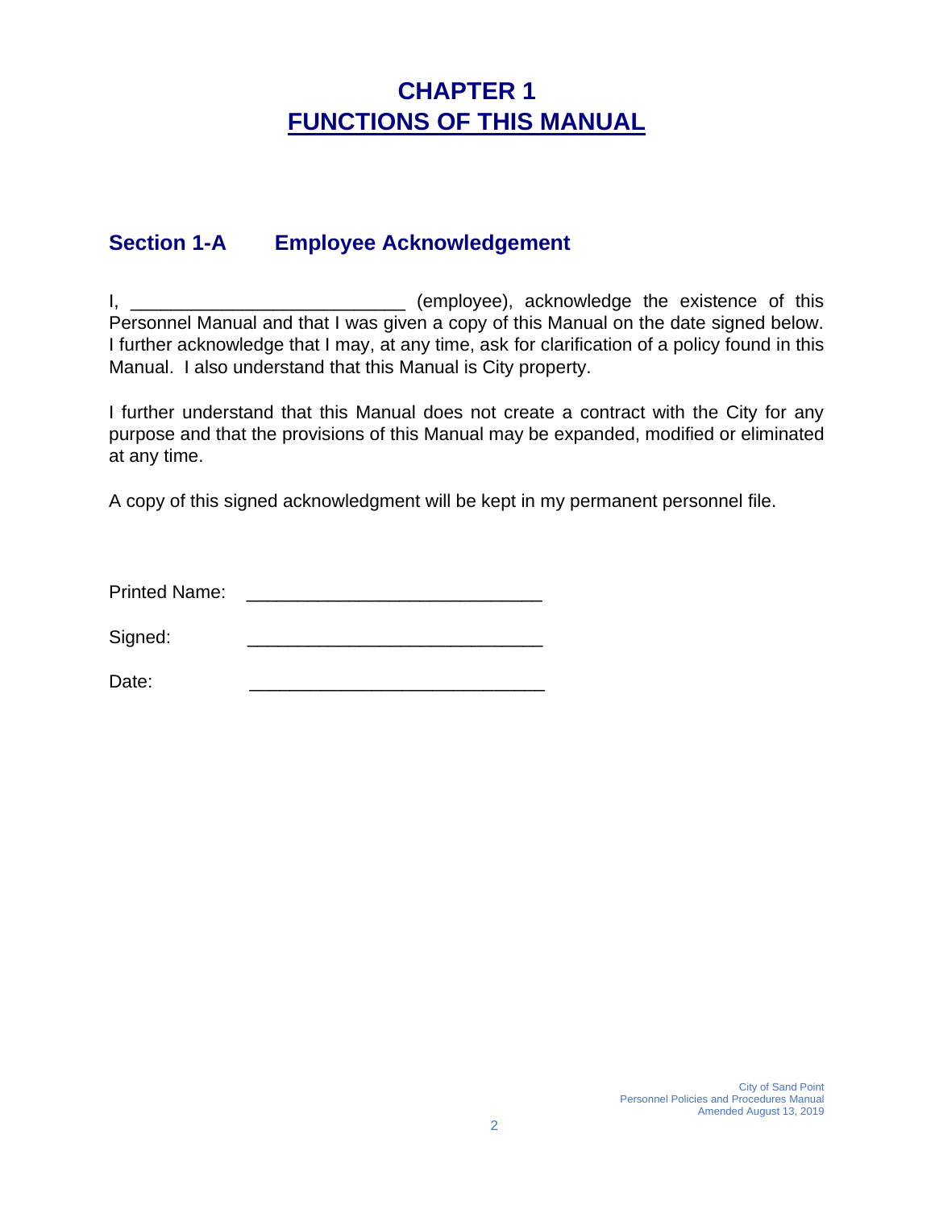# CHAPTER 1
# FUNCTIONS OF THIS MANUAL

## Section 1-A Employee Acknowledgement

I, ___________________________ (employee), acknowledge the existence of this Personnel Manual and that I was given a copy of this Manual on the date signed below. I further acknowledge that I may, at any time, ask for clarification of a policy found in this Manual. I also understand that this Manual is City property.

I further understand that this Manual does not create a contract with the City for any purpose and that the provisions of this Manual may be expanded, modified or eliminated at any time.

A copy of this signed acknowledgment will be kept in my permanent personnel file.

Printed Name: _____________________________

Signed: _____________________________

Date: _____________________________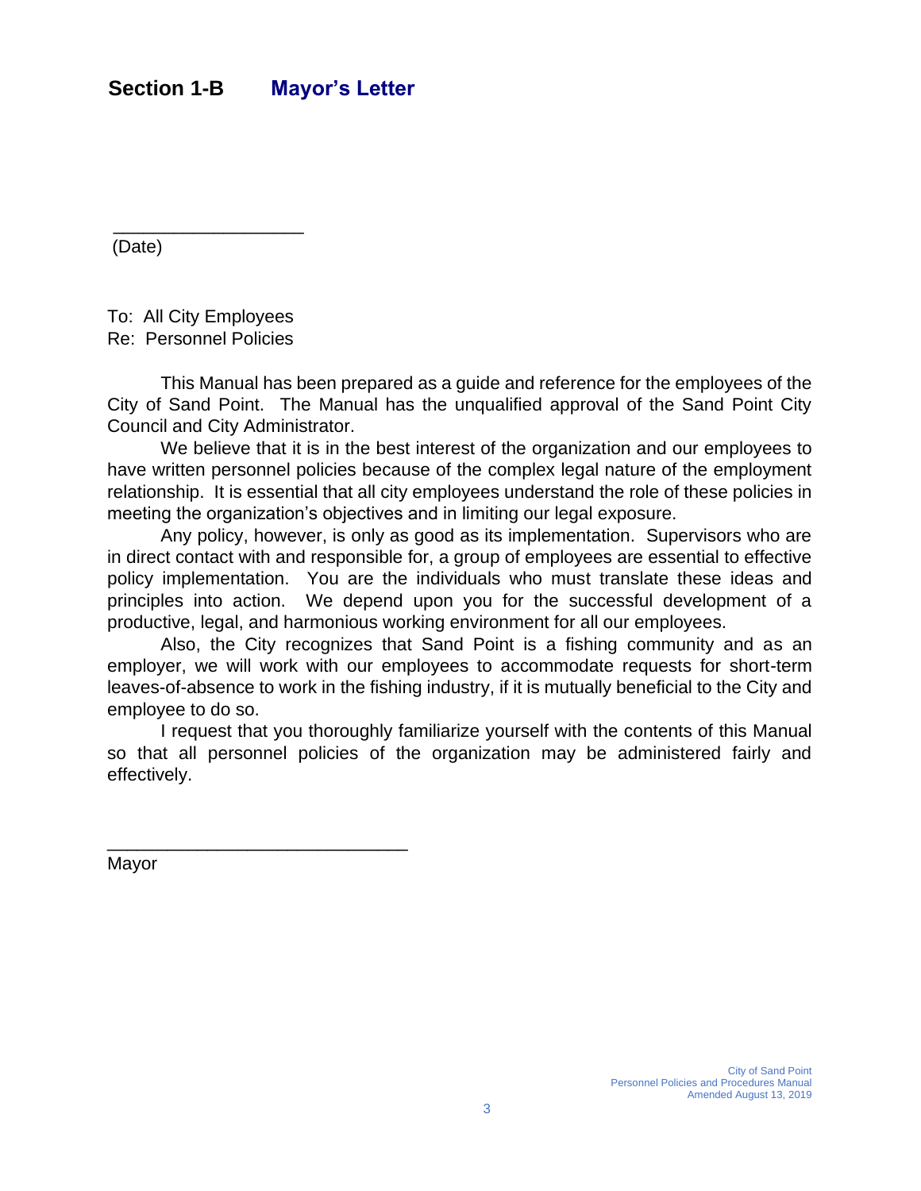## Section 1-B Mayor's Letter

\_\_\_\_\_\_\_\_\_\_\_\_\_\_\_\_\_\_\_\_
(Date)

To: All City Employees
Re: Personnel Policies

This Manual has been prepared as a guide and reference for the employees of the City of Sand Point. The Manual has the unqualified approval of the Sand Point City Council and City Administrator.

We believe that it is in the best interest of the organization and our employees to have written personnel policies because of the complex legal nature of the employment relationship. It is essential that all city employees understand the role of these policies in meeting the organization's objectives and in limiting our legal exposure.

Any policy, however, is only as good as its implementation. Supervisors who are in direct contact with and responsible for, a group of employees are essential to effective policy implementation. You are the individuals who must translate these ideas and principles into action. We depend upon you for the successful development of a productive, legal, and harmonious working environment for all our employees.

Also, the City recognizes that Sand Point is a fishing community and as an employer, we will work with our employees to accommodate requests for short-term leaves-of-absence to work in the fishing industry, if it is mutually beneficial to the City and employee to do so.

I request that you thoroughly familiarize yourself with the contents of this Manual so that all personnel policies of the organization may be administered fairly and effectively.

\_\_\_\_\_\_\_\_\_\_\_\_\_\_\_\_\_\_\_\_\_\_\_\_\_\_\_\_\_\_
Mayor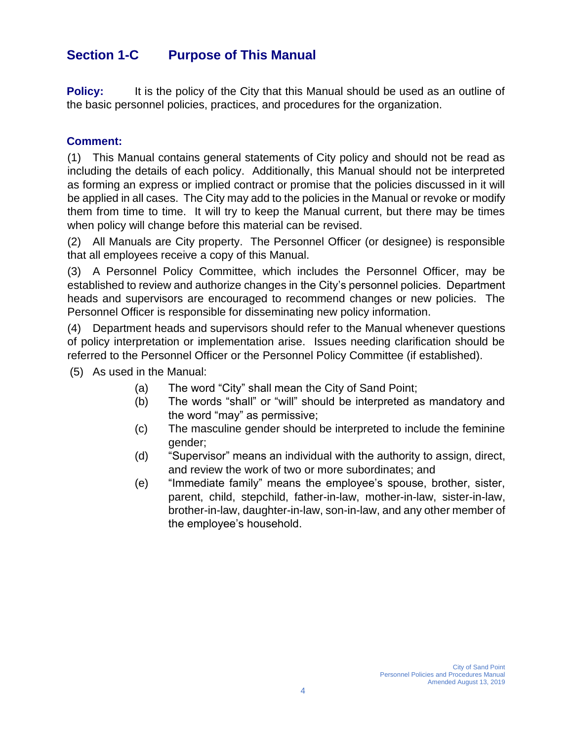## Section 1-C Purpose of This Manual

**Policy:** It is the policy of the City that this Manual should be used as an outline of the basic personnel policies, practices, and procedures for the organization.

**Comment:**

(1) This Manual contains general statements of City policy and should not be read as including the details of each policy. Additionally, this Manual should not be interpreted as forming an express or implied contract or promise that the policies discussed in it will be applied in all cases. The City may add to the policies in the Manual or revoke or modify them from time to time. It will try to keep the Manual current, but there may be times when policy will change before this material can be revised.

(2) All Manuals are City property. The Personnel Officer (or designee) is responsible that all employees receive a copy of this Manual.

(3) A Personnel Policy Committee, which includes the Personnel Officer, may be established to review and authorize changes in the City's personnel policies. Department heads and supervisors are encouraged to recommend changes or new policies. The Personnel Officer is responsible for disseminating new policy information.

(4) Department heads and supervisors should refer to the Manual whenever questions of policy interpretation or implementation arise. Issues needing clarification should be referred to the Personnel Officer or the Personnel Policy Committee (if established).

(5) As used in the Manual:

- (a) The word "City" shall mean the City of Sand Point;
- (b) The words "shall" or "will" should be interpreted as mandatory and the word "may" as permissive;
- (c) The masculine gender should be interpreted to include the feminine gender;
- (d) "Supervisor" means an individual with the authority to assign, direct, and review the work of two or more subordinates; and
- (e) "Immediate family" means the employee's spouse, brother, sister, parent, child, stepchild, father-in-law, mother-in-law, sister-in-law, brother-in-law, daughter-in-law, son-in-law, and any other member of the employee's household.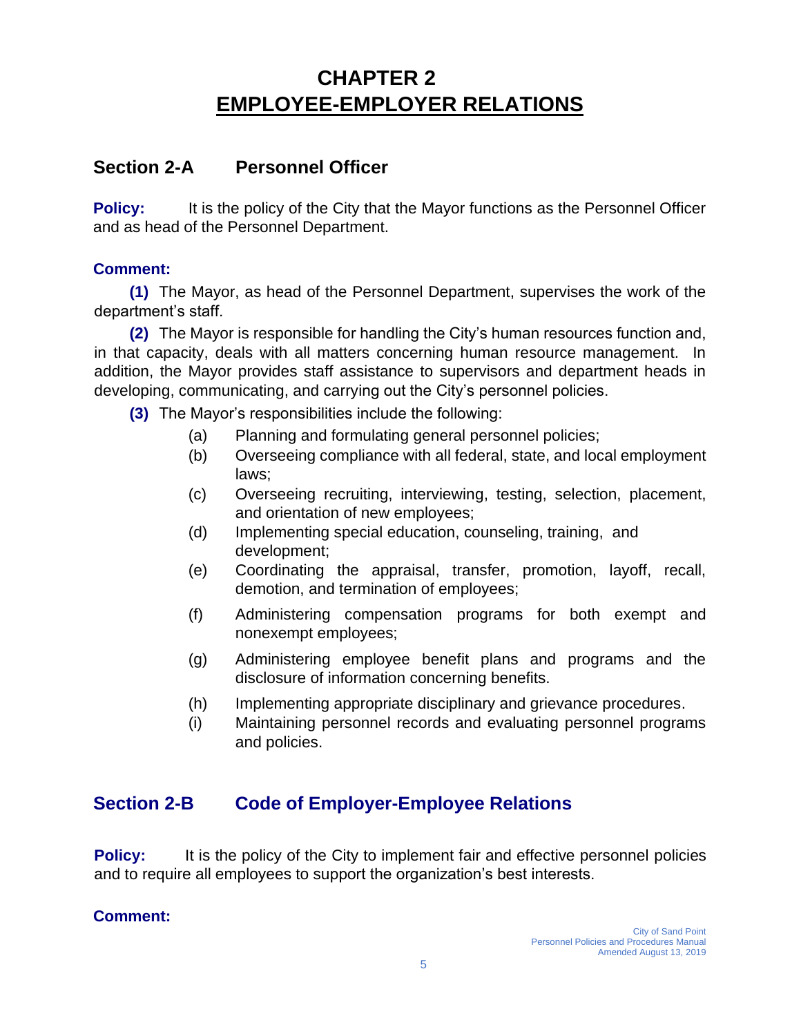# CHAPTER 2
# EMPLOYEE-EMPLOYER RELATIONS

## Section 2-A Personnel Officer

**Policy:** It is the policy of the City that the Mayor functions as the Personnel Officer and as head of the Personnel Department.

**Comment:**

**(1)** The Mayor, as head of the Personnel Department, supervises the work of the department's staff.

**(2)** The Mayor is responsible for handling the City's human resources function and, in that capacity, deals with all matters concerning human resource management. In addition, the Mayor provides staff assistance to supervisors and department heads in developing, communicating, and carrying out the City's personnel policies.

**(3)** The Mayor's responsibilities include the following:

- (a) Planning and formulating general personnel policies;
- (b) Overseeing compliance with all federal, state, and local employment laws;
- (c) Overseeing recruiting, interviewing, testing, selection, placement, and orientation of new employees;
- (d) Implementing special education, counseling, training, and development;
- (e) Coordinating the appraisal, transfer, promotion, layoff, recall, demotion, and termination of employees;
- (f) Administering compensation programs for both exempt and nonexempt employees;
- (g) Administering employee benefit plans and programs and the disclosure of information concerning benefits.
- (h) Implementing appropriate disciplinary and grievance procedures.
- (i) Maintaining personnel records and evaluating personnel programs and policies.

## Section 2-B Code of Employer-Employee Relations

**Policy:** It is the policy of the City to implement fair and effective personnel policies and to require all employees to support the organization's best interests.

**Comment:**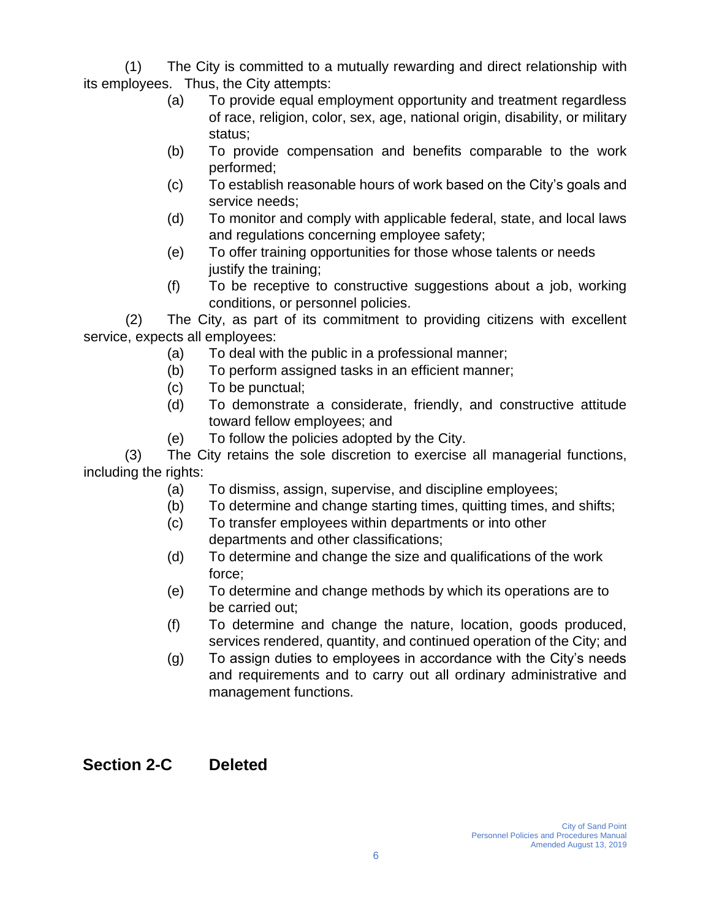(1) The City is committed to a mutually rewarding and direct relationship with its employees. Thus, the City attempts:

- (a) To provide equal employment opportunity and treatment regardless of race, religion, color, sex, age, national origin, disability, or military status;
- (b) To provide compensation and benefits comparable to the work performed;
- (c) To establish reasonable hours of work based on the City's goals and service needs;
- (d) To monitor and comply with applicable federal, state, and local laws and regulations concerning employee safety;
- (e) To offer training opportunities for those whose talents or needs justify the training;
- (f) To be receptive to constructive suggestions about a job, working conditions, or personnel policies.

(2) The City, as part of its commitment to providing citizens with excellent service, expects all employees:

- (a) To deal with the public in a professional manner;
- (b) To perform assigned tasks in an efficient manner;
- (c) To be punctual;
- (d) To demonstrate a considerate, friendly, and constructive attitude toward fellow employees; and
- (e) To follow the policies adopted by the City.

(3) The City retains the sole discretion to exercise all managerial functions, including the rights:

- (a) To dismiss, assign, supervise, and discipline employees;
- (b) To determine and change starting times, quitting times, and shifts;
- (c) To transfer employees within departments or into other departments and other classifications;
- (d) To determine and change the size and qualifications of the work force;
- (e) To determine and change methods by which its operations are to be carried out;
- (f) To determine and change the nature, location, goods produced, services rendered, quantity, and continued operation of the City; and
- (g) To assign duties to employees in accordance with the City's needs and requirements and to carry out all ordinary administrative and management functions.

## Section 2-C Deleted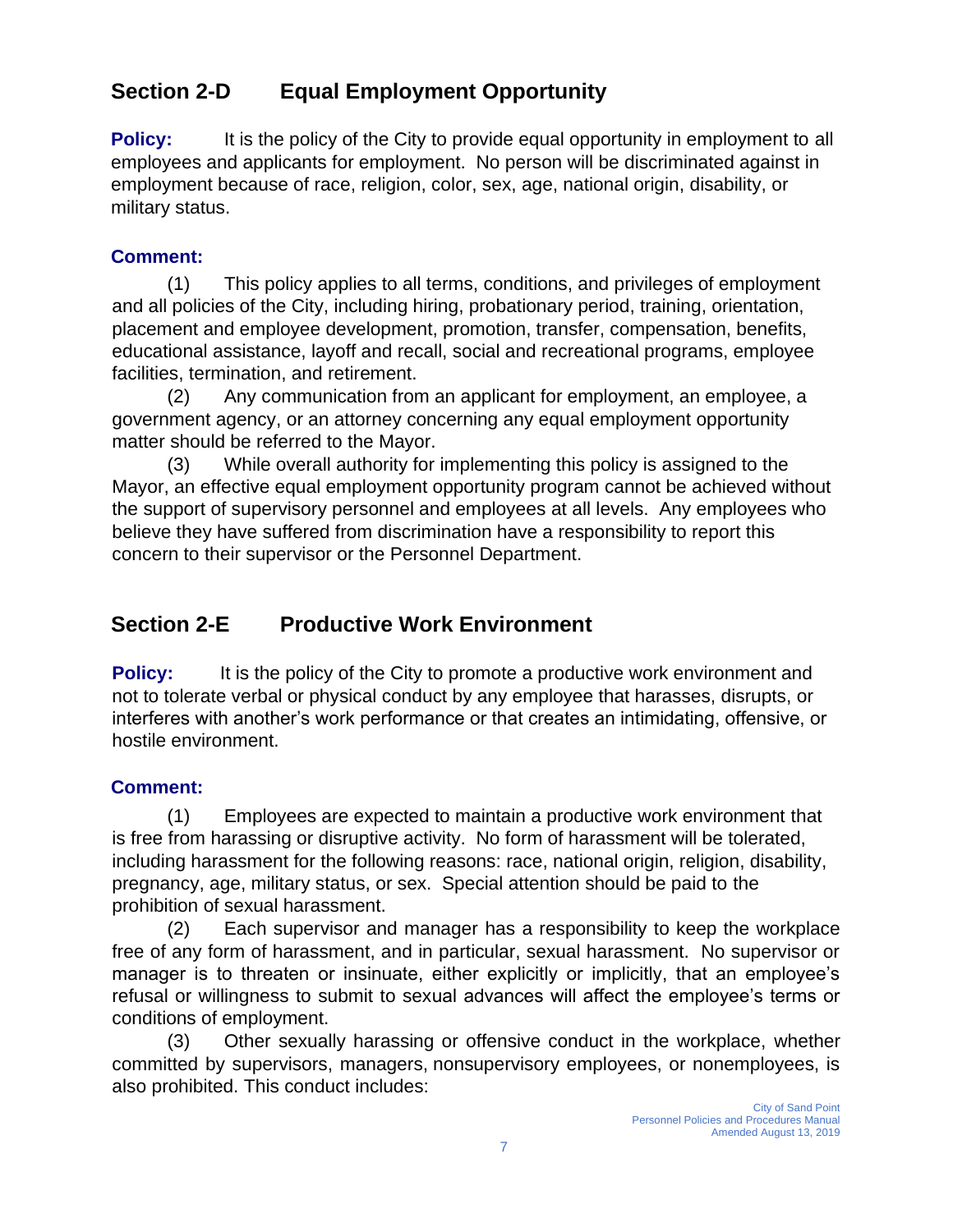## Section 2-D Equal Employment Opportunity

**Policy:** It is the policy of the City to provide equal opportunity in employment to all employees and applicants for employment. No person will be discriminated against in employment because of race, religion, color, sex, age, national origin, disability, or military status.

**Comment:**

(1) This policy applies to all terms, conditions, and privileges of employment and all policies of the City, including hiring, probationary period, training, orientation, placement and employee development, promotion, transfer, compensation, benefits, educational assistance, layoff and recall, social and recreational programs, employee facilities, termination, and retirement.

(2) Any communication from an applicant for employment, an employee, a government agency, or an attorney concerning any equal employment opportunity matter should be referred to the Mayor.

(3) While overall authority for implementing this policy is assigned to the Mayor, an effective equal employment opportunity program cannot be achieved without the support of supervisory personnel and employees at all levels. Any employees who believe they have suffered from discrimination have a responsibility to report this concern to their supervisor or the Personnel Department.

## Section 2-E Productive Work Environment

**Policy:** It is the policy of the City to promote a productive work environment and not to tolerate verbal or physical conduct by any employee that harasses, disrupts, or interferes with another's work performance or that creates an intimidating, offensive, or hostile environment.

**Comment:**

(1) Employees are expected to maintain a productive work environment that is free from harassing or disruptive activity. No form of harassment will be tolerated, including harassment for the following reasons: race, national origin, religion, disability, pregnancy, age, military status, or sex. Special attention should be paid to the prohibition of sexual harassment.

(2) Each supervisor and manager has a responsibility to keep the workplace free of any form of harassment, and in particular, sexual harassment. No supervisor or manager is to threaten or insinuate, either explicitly or implicitly, that an employee's refusal or willingness to submit to sexual advances will affect the employee's terms or conditions of employment.

(3) Other sexually harassing or offensive conduct in the workplace, whether committed by supervisors, managers, nonsupervisory employees, or nonemployees, is also prohibited. This conduct includes: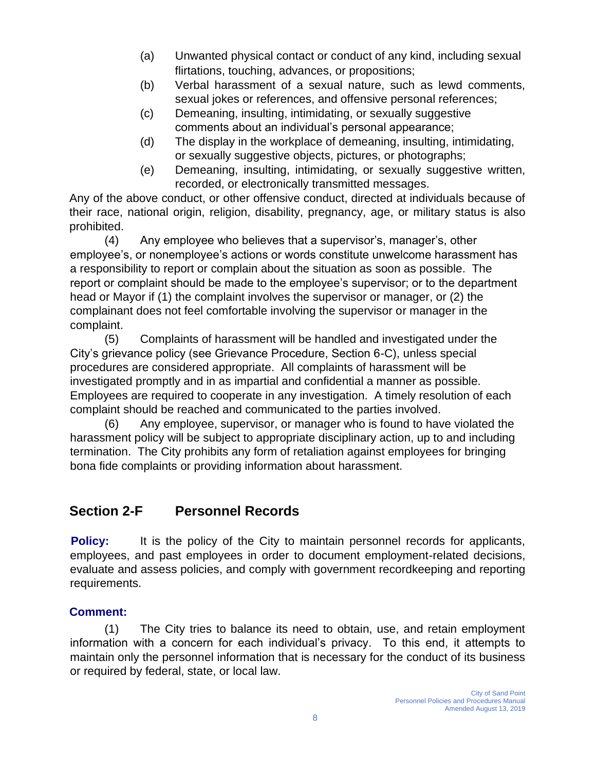(a) Unwanted physical contact or conduct of any kind, including sexual flirtations, touching, advances, or propositions;

(b) Verbal harassment of a sexual nature, such as lewd comments, sexual jokes or references, and offensive personal references;

(c) Demeaning, insulting, intimidating, or sexually suggestive comments about an individual's personal appearance;

(d) The display in the workplace of demeaning, insulting, intimidating, or sexually suggestive objects, pictures, or photographs;

(e) Demeaning, insulting, intimidating, or sexually suggestive written, recorded, or electronically transmitted messages.

Any of the above conduct, or other offensive conduct, directed at individuals because of their race, national origin, religion, disability, pregnancy, age, or military status is also prohibited.

(4) Any employee who believes that a supervisor's, manager's, other employee's, or nonemployee's actions or words constitute unwelcome harassment has a responsibility to report or complain about the situation as soon as possible. The report or complaint should be made to the employee's supervisor; or to the department head or Mayor if (1) the complaint involves the supervisor or manager, or (2) the complainant does not feel comfortable involving the supervisor or manager in the complaint.

(5) Complaints of harassment will be handled and investigated under the City's grievance policy (see Grievance Procedure, Section 6-C), unless special procedures are considered appropriate. All complaints of harassment will be investigated promptly and in as impartial and confidential a manner as possible. Employees are required to cooperate in any investigation. A timely resolution of each complaint should be reached and communicated to the parties involved.

(6) Any employee, supervisor, or manager who is found to have violated the harassment policy will be subject to appropriate disciplinary action, up to and including termination. The City prohibits any form of retaliation against employees for bringing bona fide complaints or providing information about harassment.

## Section 2-F Personnel Records

**Policy:** It is the policy of the City to maintain personnel records for applicants, employees, and past employees in order to document employment-related decisions, evaluate and assess policies, and comply with government recordkeeping and reporting requirements.

**Comment:**

(1) The City tries to balance its need to obtain, use, and retain employment information with a concern for each individual's privacy. To this end, it attempts to maintain only the personnel information that is necessary for the conduct of its business or required by federal, state, or local law.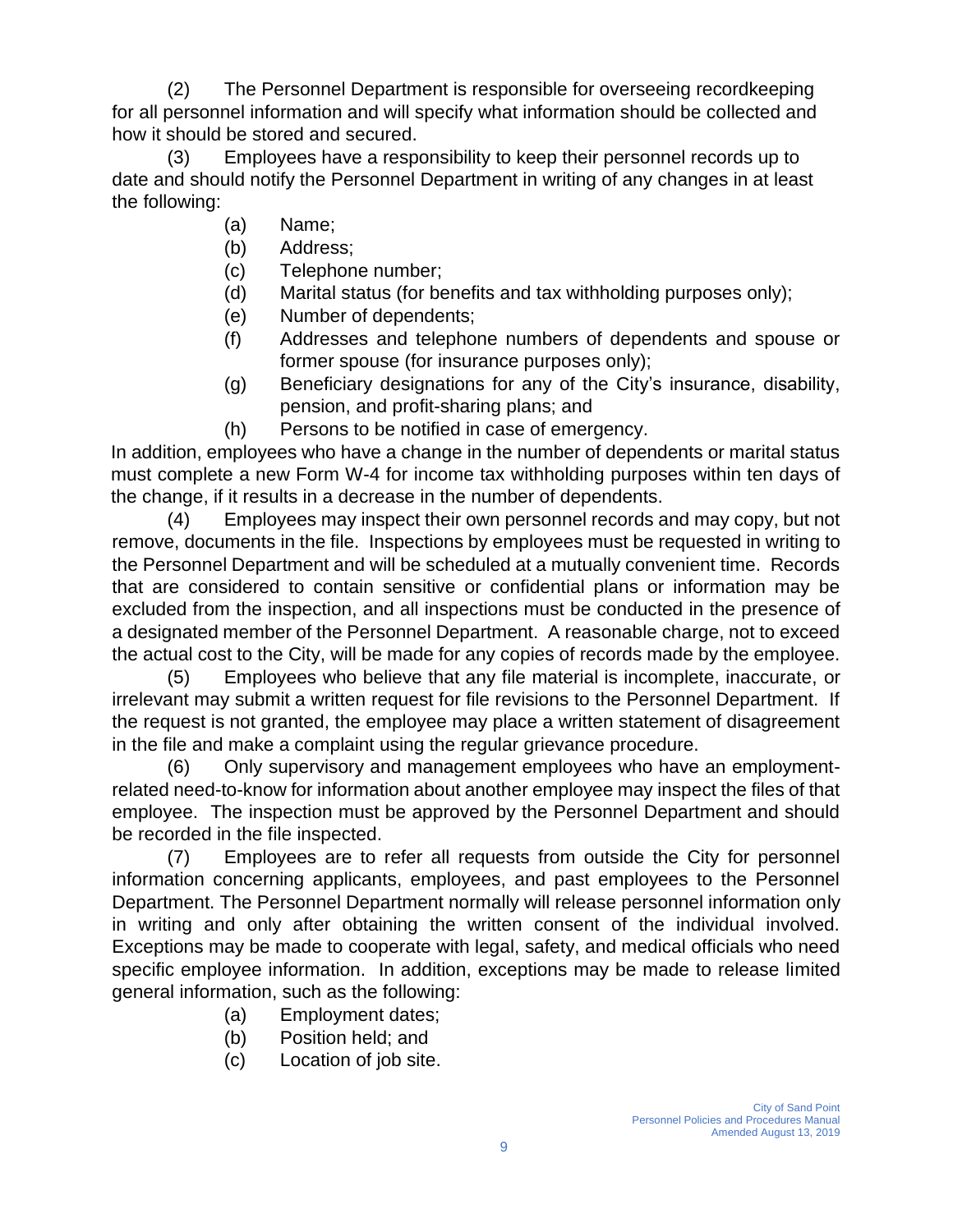(2) The Personnel Department is responsible for overseeing recordkeeping for all personnel information and will specify what information should be collected and how it should be stored and secured.

(3) Employees have a responsibility to keep their personnel records up to date and should notify the Personnel Department in writing of any changes in at least the following:

- (a) Name;
- (b) Address;
- (c) Telephone number;
- (d) Marital status (for benefits and tax withholding purposes only);
- (e) Number of dependents;
- (f) Addresses and telephone numbers of dependents and spouse or former spouse (for insurance purposes only);
- (g) Beneficiary designations for any of the City's insurance, disability, pension, and profit-sharing plans; and
- (h) Persons to be notified in case of emergency.

In addition, employees who have a change in the number of dependents or marital status must complete a new Form W-4 for income tax withholding purposes within ten days of the change, if it results in a decrease in the number of dependents.

(4) Employees may inspect their own personnel records and may copy, but not remove, documents in the file. Inspections by employees must be requested in writing to the Personnel Department and will be scheduled at a mutually convenient time. Records that are considered to contain sensitive or confidential plans or information may be excluded from the inspection, and all inspections must be conducted in the presence of a designated member of the Personnel Department. A reasonable charge, not to exceed the actual cost to the City, will be made for any copies of records made by the employee.

(5) Employees who believe that any file material is incomplete, inaccurate, or irrelevant may submit a written request for file revisions to the Personnel Department. If the request is not granted, the employee may place a written statement of disagreement in the file and make a complaint using the regular grievance procedure.

(6) Only supervisory and management employees who have an employment-related need-to-know for information about another employee may inspect the files of that employee. The inspection must be approved by the Personnel Department and should be recorded in the file inspected.

(7) Employees are to refer all requests from outside the City for personnel information concerning applicants, employees, and past employees to the Personnel Department. The Personnel Department normally will release personnel information only in writing and only after obtaining the written consent of the individual involved. Exceptions may be made to cooperate with legal, safety, and medical officials who need specific employee information. In addition, exceptions may be made to release limited general information, such as the following:

- (a) Employment dates;
- (b) Position held; and
- (c) Location of job site.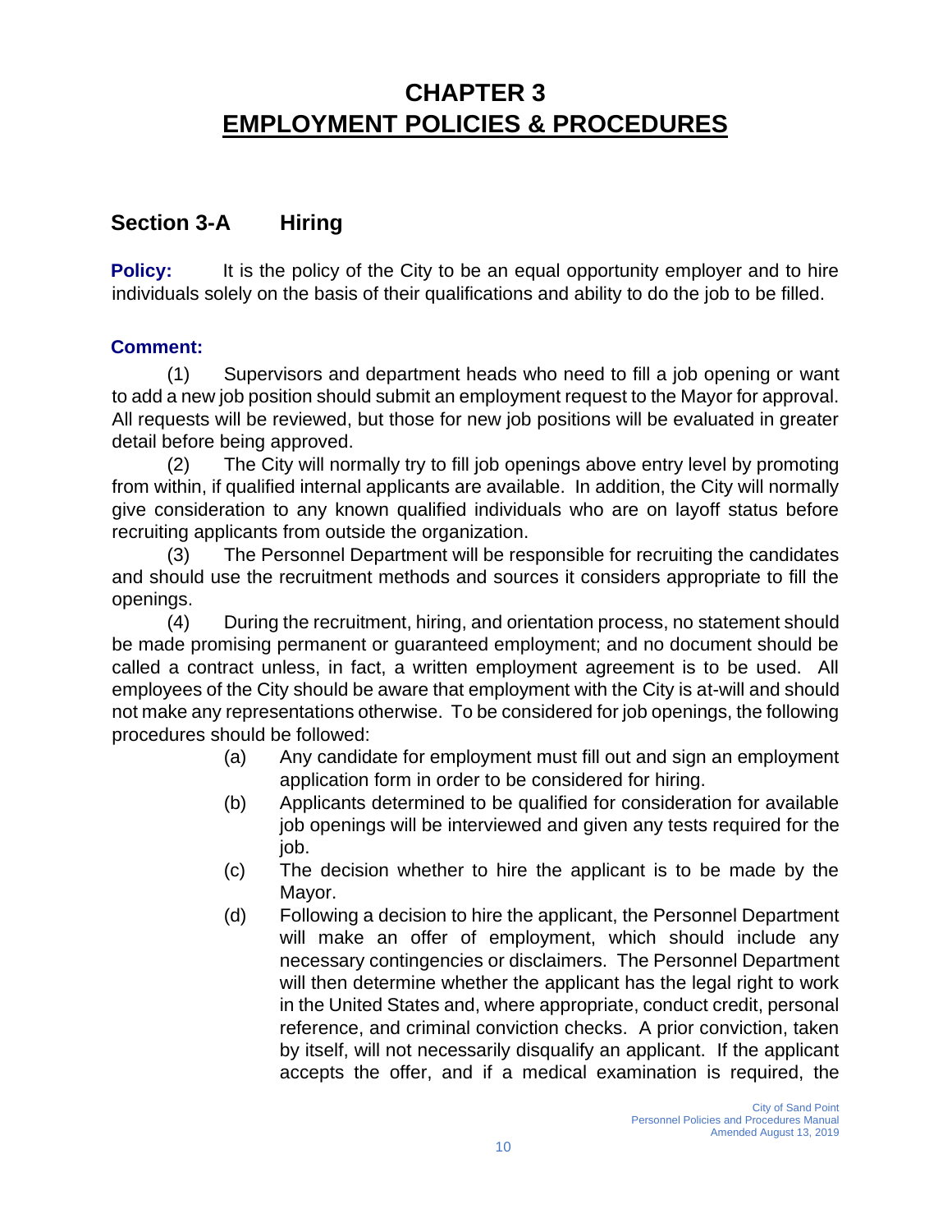# CHAPTER 3
# EMPLOYMENT POLICIES & PROCEDURES

## Section 3-A Hiring

**Policy:** It is the policy of the City to be an equal opportunity employer and to hire individuals solely on the basis of their qualifications and ability to do the job to be filled.

**Comment:**

(1) Supervisors and department heads who need to fill a job opening or want to add a new job position should submit an employment request to the Mayor for approval. All requests will be reviewed, but those for new job positions will be evaluated in greater detail before being approved.

(2) The City will normally try to fill job openings above entry level by promoting from within, if qualified internal applicants are available. In addition, the City will normally give consideration to any known qualified individuals who are on layoff status before recruiting applicants from outside the organization.

(3) The Personnel Department will be responsible for recruiting the candidates and should use the recruitment methods and sources it considers appropriate to fill the openings.

(4) During the recruitment, hiring, and orientation process, no statement should be made promising permanent or guaranteed employment; and no document should be called a contract unless, in fact, a written employment agreement is to be used. All employees of the City should be aware that employment with the City is at-will and should not make any representations otherwise. To be considered for job openings, the following procedures should be followed:

- (a) Any candidate for employment must fill out and sign an employment application form in order to be considered for hiring.
- (b) Applicants determined to be qualified for consideration for available job openings will be interviewed and given any tests required for the job.
- (c) The decision whether to hire the applicant is to be made by the Mayor.
- (d) Following a decision to hire the applicant, the Personnel Department will make an offer of employment, which should include any necessary contingencies or disclaimers. The Personnel Department will then determine whether the applicant has the legal right to work in the United States and, where appropriate, conduct credit, personal reference, and criminal conviction checks. A prior conviction, taken by itself, will not necessarily disqualify an applicant. If the applicant accepts the offer, and if a medical examination is required, the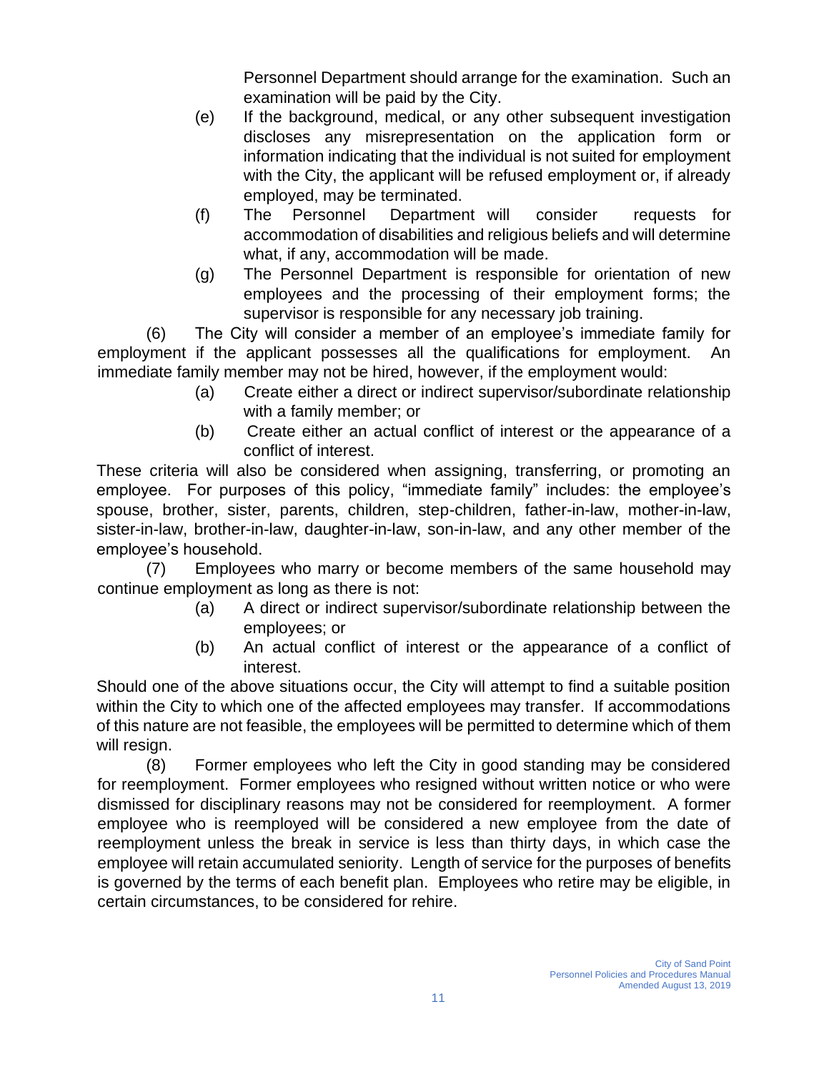Personnel Department should arrange for the examination. Such an examination will be paid by the City.

(e) If the background, medical, or any other subsequent investigation discloses any misrepresentation on the application form or information indicating that the individual is not suited for employment with the City, the applicant will be refused employment or, if already employed, may be terminated.

(f) The Personnel Department will consider requests for accommodation of disabilities and religious beliefs and will determine what, if any, accommodation will be made.

(g) The Personnel Department is responsible for orientation of new employees and the processing of their employment forms; the supervisor is responsible for any necessary job training.

(6) The City will consider a member of an employee's immediate family for employment if the applicant possesses all the qualifications for employment. An immediate family member may not be hired, however, if the employment would:

(a) Create either a direct or indirect supervisor/subordinate relationship with a family member; or

(b) Create either an actual conflict of interest or the appearance of a conflict of interest.

These criteria will also be considered when assigning, transferring, or promoting an employee. For purposes of this policy, "immediate family" includes: the employee's spouse, brother, sister, parents, children, step-children, father-in-law, mother-in-law, sister-in-law, brother-in-law, daughter-in-law, son-in-law, and any other member of the employee's household.

(7) Employees who marry or become members of the same household may continue employment as long as there is not:

(a) A direct or indirect supervisor/subordinate relationship between the employees; or

(b) An actual conflict of interest or the appearance of a conflict of interest.

Should one of the above situations occur, the City will attempt to find a suitable position within the City to which one of the affected employees may transfer. If accommodations of this nature are not feasible, the employees will be permitted to determine which of them will resign.

(8) Former employees who left the City in good standing may be considered for reemployment. Former employees who resigned without written notice or who were dismissed for disciplinary reasons may not be considered for reemployment. A former employee who is reemployed will be considered a new employee from the date of reemployment unless the break in service is less than thirty days, in which case the employee will retain accumulated seniority. Length of service for the purposes of benefits is governed by the terms of each benefit plan. Employees who retire may be eligible, in certain circumstances, to be considered for rehire.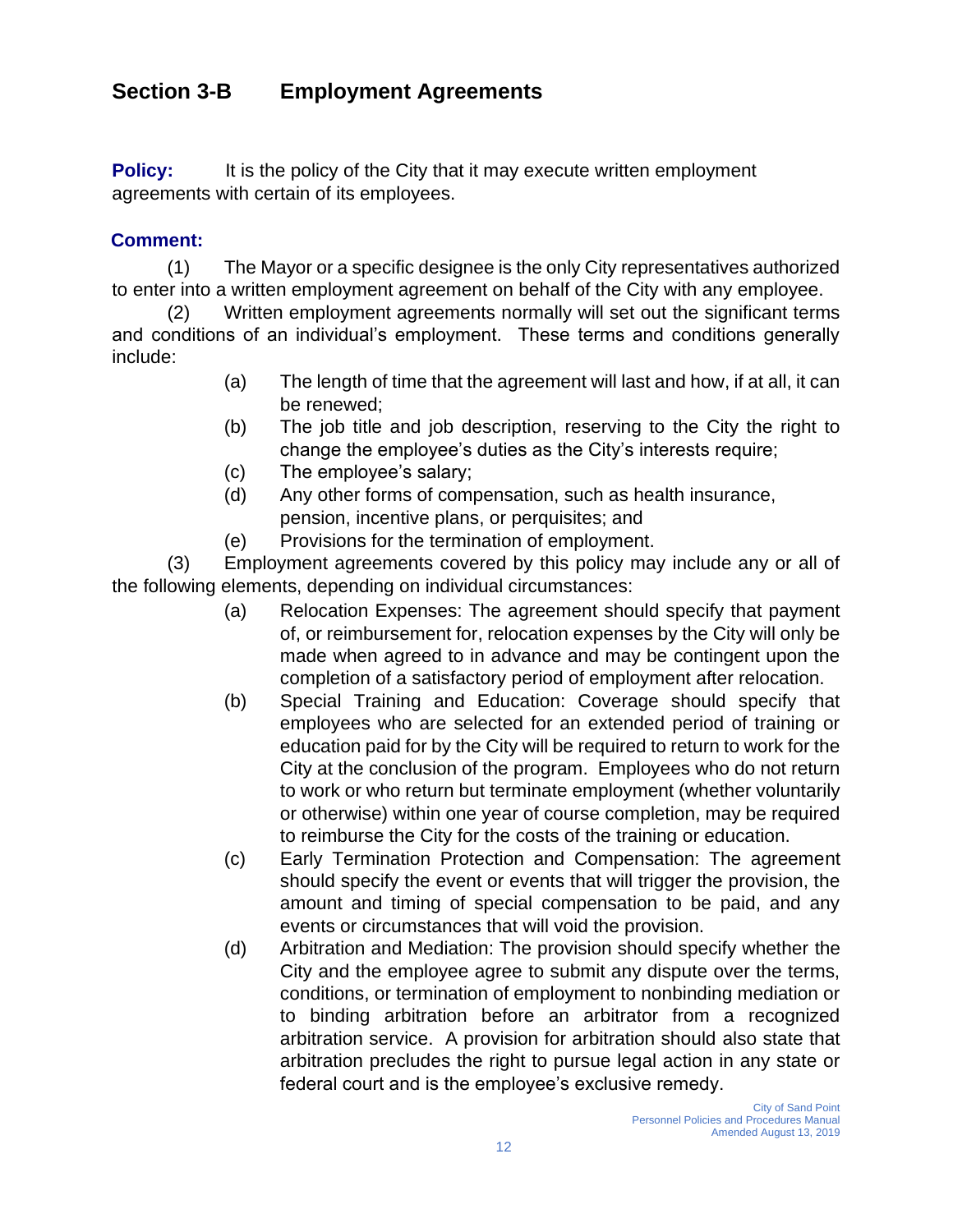## Section 3-B Employment Agreements

**Policy:** It is the policy of the City that it may execute written employment agreements with certain of its employees.

**Comment:**

(1) The Mayor or a specific designee is the only City representatives authorized to enter into a written employment agreement on behalf of the City with any employee.

(2) Written employment agreements normally will set out the significant terms and conditions of an individual's employment. These terms and conditions generally include:

- (a) The length of time that the agreement will last and how, if at all, it can be renewed;
- (b) The job title and job description, reserving to the City the right to change the employee's duties as the City's interests require;
- (c) The employee's salary;
- (d) Any other forms of compensation, such as health insurance, pension, incentive plans, or perquisites; and
- (e) Provisions for the termination of employment.

(3) Employment agreements covered by this policy may include any or all of the following elements, depending on individual circumstances:

- (a) Relocation Expenses: The agreement should specify that payment of, or reimbursement for, relocation expenses by the City will only be made when agreed to in advance and may be contingent upon the completion of a satisfactory period of employment after relocation.
- (b) Special Training and Education: Coverage should specify that employees who are selected for an extended period of training or education paid for by the City will be required to return to work for the City at the conclusion of the program. Employees who do not return to work or who return but terminate employment (whether voluntarily or otherwise) within one year of course completion, may be required to reimburse the City for the costs of the training or education.
- (c) Early Termination Protection and Compensation: The agreement should specify the event or events that will trigger the provision, the amount and timing of special compensation to be paid, and any events or circumstances that will void the provision.
- (d) Arbitration and Mediation: The provision should specify whether the City and the employee agree to submit any dispute over the terms, conditions, or termination of employment to nonbinding mediation or to binding arbitration before an arbitrator from a recognized arbitration service. A provision for arbitration should also state that arbitration precludes the right to pursue legal action in any state or federal court and is the employee's exclusive remedy.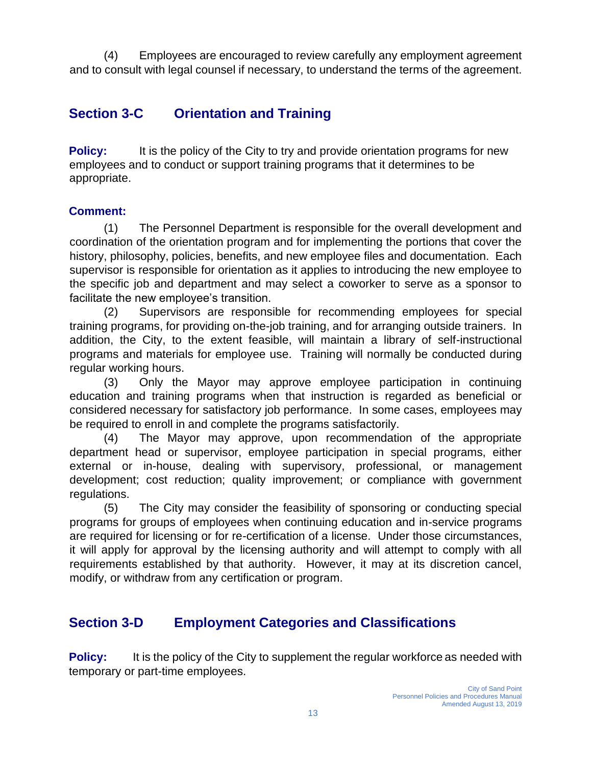(4) Employees are encouraged to review carefully any employment agreement and to consult with legal counsel if necessary, to understand the terms of the agreement.

## Section 3-C Orientation and Training

**Policy:** It is the policy of the City to try and provide orientation programs for new employees and to conduct or support training programs that it determines to be appropriate.

**Comment:**

(1) The Personnel Department is responsible for the overall development and coordination of the orientation program and for implementing the portions that cover the history, philosophy, policies, benefits, and new employee files and documentation. Each supervisor is responsible for orientation as it applies to introducing the new employee to the specific job and department and may select a coworker to serve as a sponsor to facilitate the new employee's transition.

(2) Supervisors are responsible for recommending employees for special training programs, for providing on-the-job training, and for arranging outside trainers. In addition, the City, to the extent feasible, will maintain a library of self-instructional programs and materials for employee use. Training will normally be conducted during regular working hours.

(3) Only the Mayor may approve employee participation in continuing education and training programs when that instruction is regarded as beneficial or considered necessary for satisfactory job performance. In some cases, employees may be required to enroll in and complete the programs satisfactorily.

(4) The Mayor may approve, upon recommendation of the appropriate department head or supervisor, employee participation in special programs, either external or in-house, dealing with supervisory, professional, or management development; cost reduction; quality improvement; or compliance with government regulations.

(5) The City may consider the feasibility of sponsoring or conducting special programs for groups of employees when continuing education and in-service programs are required for licensing or for re-certification of a license. Under those circumstances, it will apply for approval by the licensing authority and will attempt to comply with all requirements established by that authority. However, it may at its discretion cancel, modify, or withdraw from any certification or program.

## Section 3-D Employment Categories and Classifications

**Policy:** It is the policy of the City to supplement the regular workforce as needed with temporary or part-time employees.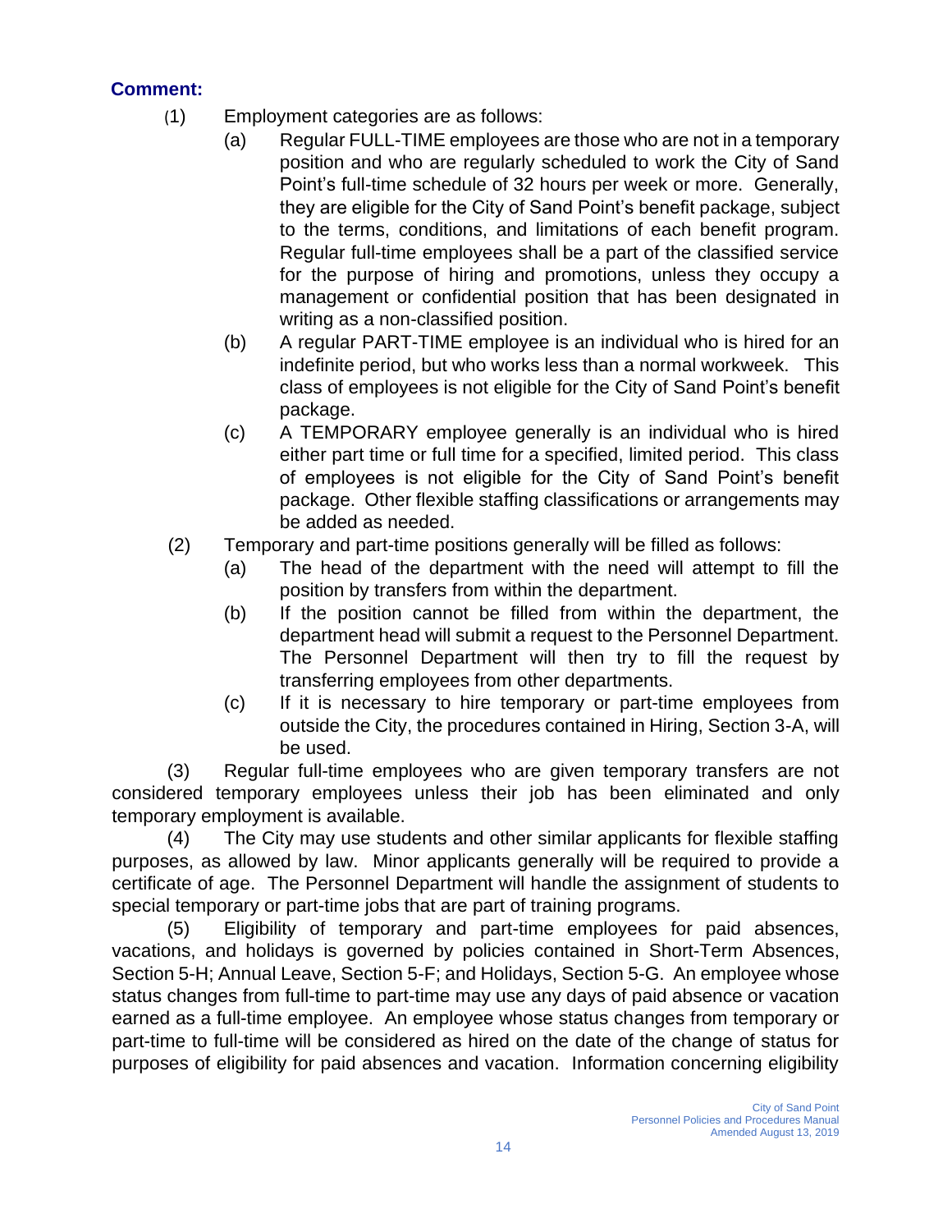**Comment:**

(1) Employment categories are as follows:

(a) Regular FULL-TIME employees are those who are not in a temporary position and who are regularly scheduled to work the City of Sand Point's full-time schedule of 32 hours per week or more. Generally, they are eligible for the City of Sand Point's benefit package, subject to the terms, conditions, and limitations of each benefit program. Regular full-time employees shall be a part of the classified service for the purpose of hiring and promotions, unless they occupy a management or confidential position that has been designated in writing as a non-classified position.

(b) A regular PART-TIME employee is an individual who is hired for an indefinite period, but who works less than a normal workweek. This class of employees is not eligible for the City of Sand Point's benefit package.

(c) A TEMPORARY employee generally is an individual who is hired either part time or full time for a specified, limited period. This class of employees is not eligible for the City of Sand Point's benefit package. Other flexible staffing classifications or arrangements may be added as needed.

(2) Temporary and part-time positions generally will be filled as follows:

(a) The head of the department with the need will attempt to fill the position by transfers from within the department.

(b) If the position cannot be filled from within the department, the department head will submit a request to the Personnel Department. The Personnel Department will then try to fill the request by transferring employees from other departments.

(c) If it is necessary to hire temporary or part-time employees from outside the City, the procedures contained in Hiring, Section 3-A, will be used.

(3) Regular full-time employees who are given temporary transfers are not considered temporary employees unless their job has been eliminated and only temporary employment is available.

(4) The City may use students and other similar applicants for flexible staffing purposes, as allowed by law. Minor applicants generally will be required to provide a certificate of age. The Personnel Department will handle the assignment of students to special temporary or part-time jobs that are part of training programs.

(5) Eligibility of temporary and part-time employees for paid absences, vacations, and holidays is governed by policies contained in Short-Term Absences, Section 5-H; Annual Leave, Section 5-F; and Holidays, Section 5-G. An employee whose status changes from full-time to part-time may use any days of paid absence or vacation earned as a full-time employee. An employee whose status changes from temporary or part-time to full-time will be considered as hired on the date of the change of status for purposes of eligibility for paid absences and vacation. Information concerning eligibility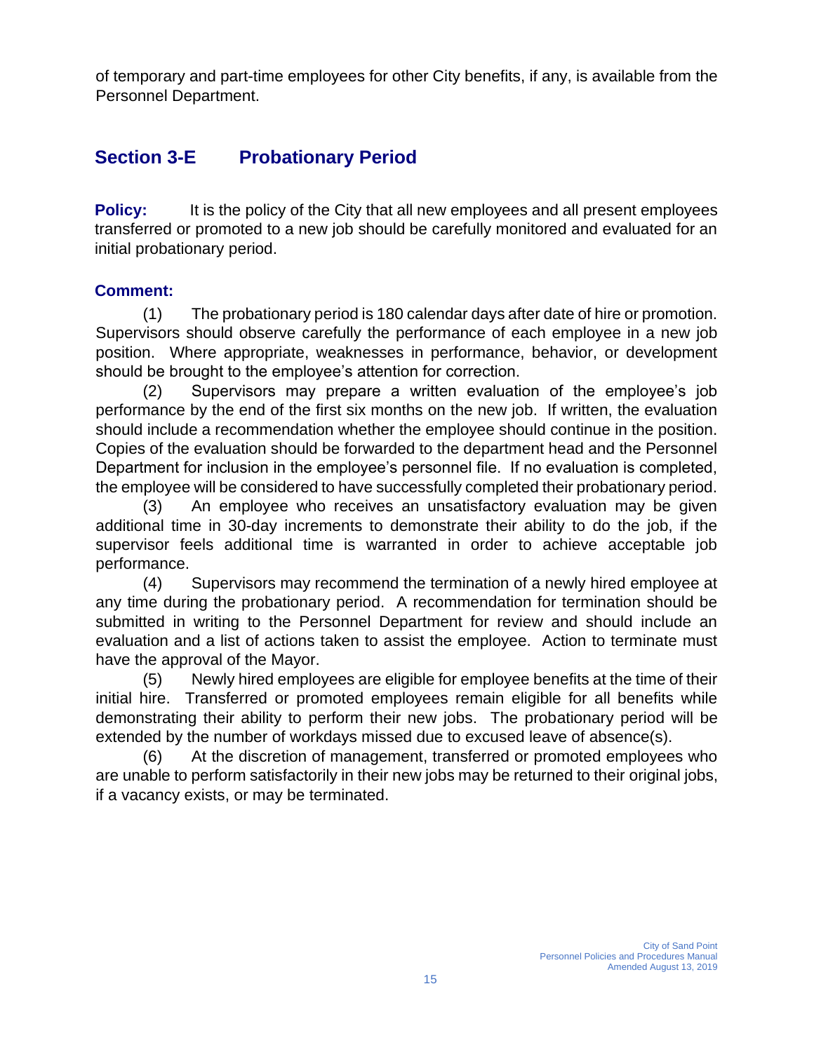of temporary and part-time employees for other City benefits, if any, is available from the Personnel Department.

## Section 3-E Probationary Period

**Policy:** It is the policy of the City that all new employees and all present employees transferred or promoted to a new job should be carefully monitored and evaluated for an initial probationary period.

**Comment:**

(1) The probationary period is 180 calendar days after date of hire or promotion. Supervisors should observe carefully the performance of each employee in a new job position. Where appropriate, weaknesses in performance, behavior, or development should be brought to the employee's attention for correction.

(2) Supervisors may prepare a written evaluation of the employee's job performance by the end of the first six months on the new job. If written, the evaluation should include a recommendation whether the employee should continue in the position. Copies of the evaluation should be forwarded to the department head and the Personnel Department for inclusion in the employee's personnel file. If no evaluation is completed, the employee will be considered to have successfully completed their probationary period.

(3) An employee who receives an unsatisfactory evaluation may be given additional time in 30-day increments to demonstrate their ability to do the job, if the supervisor feels additional time is warranted in order to achieve acceptable job performance.

(4) Supervisors may recommend the termination of a newly hired employee at any time during the probationary period. A recommendation for termination should be submitted in writing to the Personnel Department for review and should include an evaluation and a list of actions taken to assist the employee. Action to terminate must have the approval of the Mayor.

(5) Newly hired employees are eligible for employee benefits at the time of their initial hire. Transferred or promoted employees remain eligible for all benefits while demonstrating their ability to perform their new jobs. The probationary period will be extended by the number of workdays missed due to excused leave of absence(s).

(6) At the discretion of management, transferred or promoted employees who are unable to perform satisfactorily in their new jobs may be returned to their original jobs, if a vacancy exists, or may be terminated.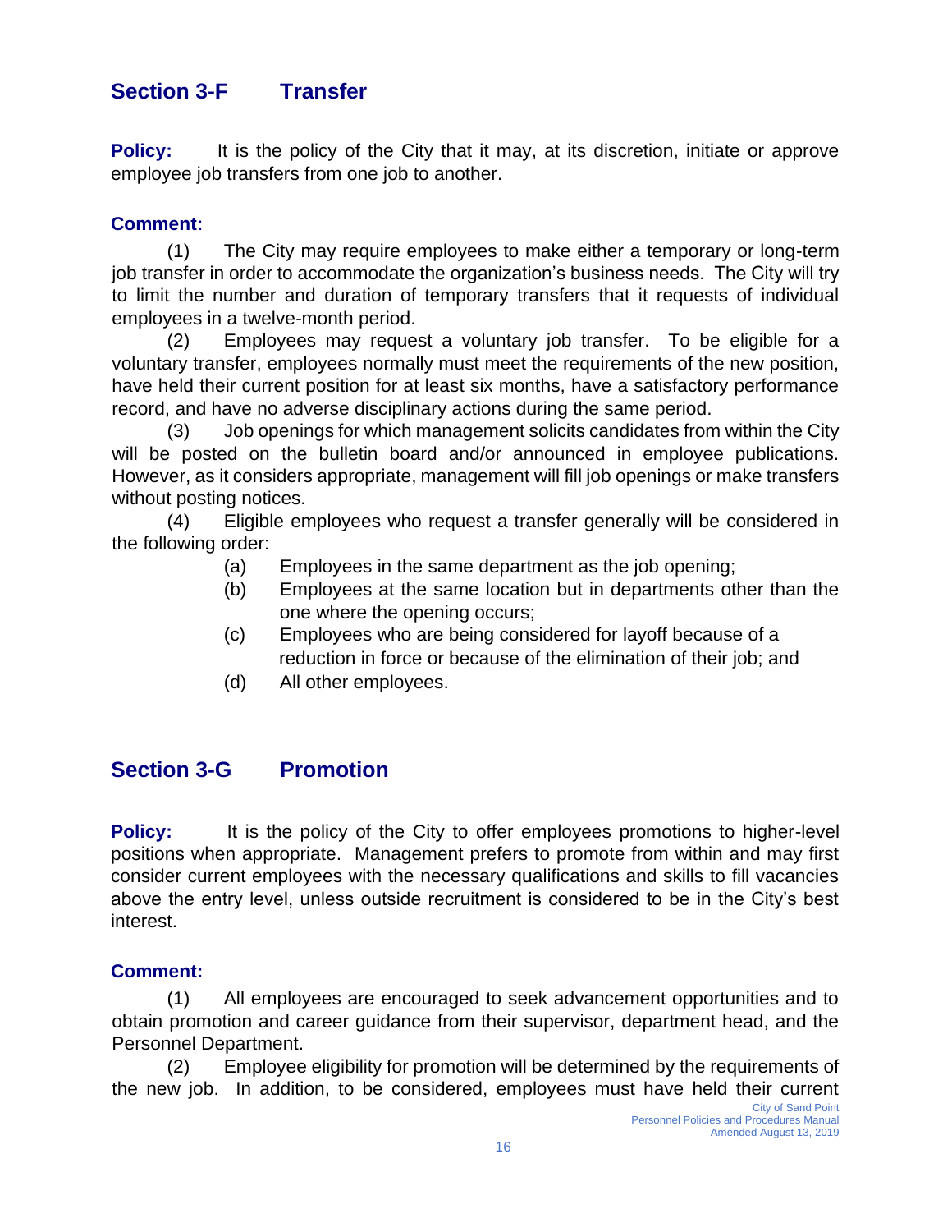## Section 3-F Transfer

**Policy:** It is the policy of the City that it may, at its discretion, initiate or approve employee job transfers from one job to another.

**Comment:**

(1) The City may require employees to make either a temporary or long-term job transfer in order to accommodate the organization's business needs. The City will try to limit the number and duration of temporary transfers that it requests of individual employees in a twelve-month period.

(2) Employees may request a voluntary job transfer. To be eligible for a voluntary transfer, employees normally must meet the requirements of the new position, have held their current position for at least six months, have a satisfactory performance record, and have no adverse disciplinary actions during the same period.

(3) Job openings for which management solicits candidates from within the City will be posted on the bulletin board and/or announced in employee publications. However, as it considers appropriate, management will fill job openings or make transfers without posting notices.

(4) Eligible employees who request a transfer generally will be considered in the following order:

- (a) Employees in the same department as the job opening;
- (b) Employees at the same location but in departments other than the one where the opening occurs;
- (c) Employees who are being considered for layoff because of a reduction in force or because of the elimination of their job; and
- (d) All other employees.

## Section 3-G Promotion

**Policy:** It is the policy of the City to offer employees promotions to higher-level positions when appropriate. Management prefers to promote from within and may first consider current employees with the necessary qualifications and skills to fill vacancies above the entry level, unless outside recruitment is considered to be in the City's best interest.

**Comment:**

(1) All employees are encouraged to seek advancement opportunities and to obtain promotion and career guidance from their supervisor, department head, and the Personnel Department.

(2) Employee eligibility for promotion will be determined by the requirements of the new job. In addition, to be considered, employees must have held their current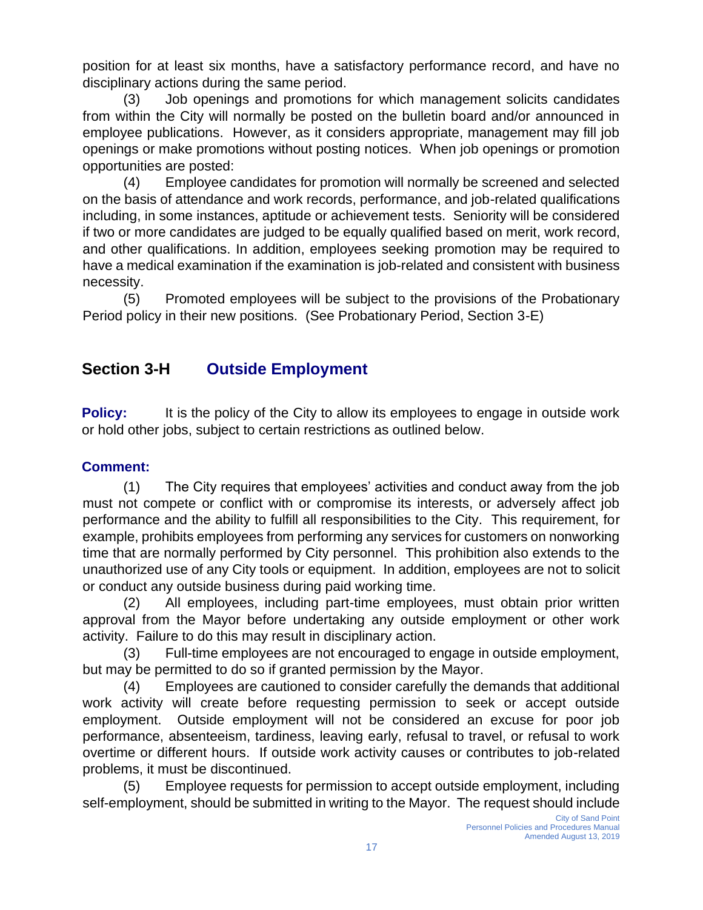position for at least six months, have a satisfactory performance record, and have no disciplinary actions during the same period.

(3) Job openings and promotions for which management solicits candidates from within the City will normally be posted on the bulletin board and/or announced in employee publications. However, as it considers appropriate, management may fill job openings or make promotions without posting notices. When job openings or promotion opportunities are posted:

(4) Employee candidates for promotion will normally be screened and selected on the basis of attendance and work records, performance, and job-related qualifications including, in some instances, aptitude or achievement tests. Seniority will be considered if two or more candidates are judged to be equally qualified based on merit, work record, and other qualifications. In addition, employees seeking promotion may be required to have a medical examination if the examination is job-related and consistent with business necessity.

(5) Promoted employees will be subject to the provisions of the Probationary Period policy in their new positions. (See Probationary Period, Section 3-E)

## Section 3-H Outside Employment

**Policy:** It is the policy of the City to allow its employees to engage in outside work or hold other jobs, subject to certain restrictions as outlined below.

**Comment:**

(1) The City requires that employees' activities and conduct away from the job must not compete or conflict with or compromise its interests, or adversely affect job performance and the ability to fulfill all responsibilities to the City. This requirement, for example, prohibits employees from performing any services for customers on nonworking time that are normally performed by City personnel. This prohibition also extends to the unauthorized use of any City tools or equipment. In addition, employees are not to solicit or conduct any outside business during paid working time.

(2) All employees, including part-time employees, must obtain prior written approval from the Mayor before undertaking any outside employment or other work activity. Failure to do this may result in disciplinary action.

(3) Full-time employees are not encouraged to engage in outside employment, but may be permitted to do so if granted permission by the Mayor.

(4) Employees are cautioned to consider carefully the demands that additional work activity will create before requesting permission to seek or accept outside employment. Outside employment will not be considered an excuse for poor job performance, absenteeism, tardiness, leaving early, refusal to travel, or refusal to work overtime or different hours. If outside work activity causes or contributes to job-related problems, it must be discontinued.

(5) Employee requests for permission to accept outside employment, including self-employment, should be submitted in writing to the Mayor. The request should include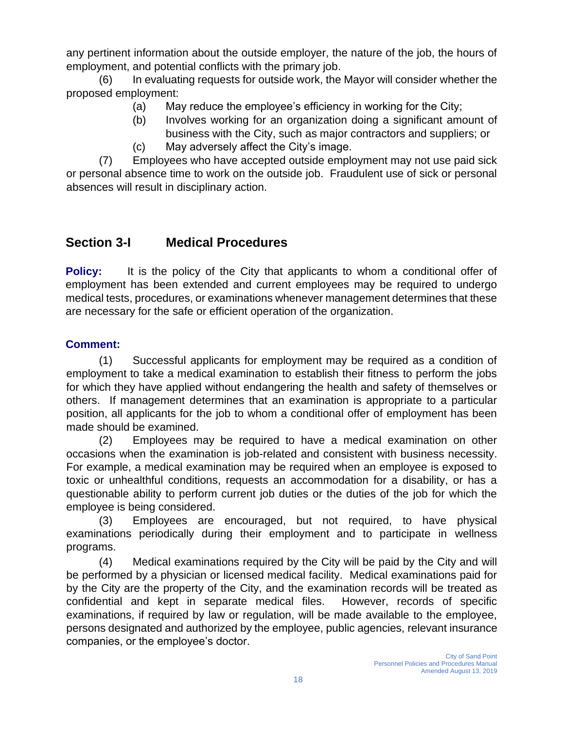any pertinent information about the outside employer, the nature of the job, the hours of employment, and potential conflicts with the primary job.

(6) In evaluating requests for outside work, the Mayor will consider whether the proposed employment:

- (a) May reduce the employee's efficiency in working for the City;
- (b) Involves working for an organization doing a significant amount of business with the City, such as major contractors and suppliers; or
- (c) May adversely affect the City's image.

(7) Employees who have accepted outside employment may not use paid sick or personal absence time to work on the outside job. Fraudulent use of sick or personal absences will result in disciplinary action.

## Section 3-I Medical Procedures

**Policy:** It is the policy of the City that applicants to whom a conditional offer of employment has been extended and current employees may be required to undergo medical tests, procedures, or examinations whenever management determines that these are necessary for the safe or efficient operation of the organization.

**Comment:**

(1) Successful applicants for employment may be required as a condition of employment to take a medical examination to establish their fitness to perform the jobs for which they have applied without endangering the health and safety of themselves or others. If management determines that an examination is appropriate to a particular position, all applicants for the job to whom a conditional offer of employment has been made should be examined.

(2) Employees may be required to have a medical examination on other occasions when the examination is job-related and consistent with business necessity. For example, a medical examination may be required when an employee is exposed to toxic or unhealthful conditions, requests an accommodation for a disability, or has a questionable ability to perform current job duties or the duties of the job for which the employee is being considered.

(3) Employees are encouraged, but not required, to have physical examinations periodically during their employment and to participate in wellness programs.

(4) Medical examinations required by the City will be paid by the City and will be performed by a physician or licensed medical facility. Medical examinations paid for by the City are the property of the City, and the examination records will be treated as confidential and kept in separate medical files. However, records of specific examinations, if required by law or regulation, will be made available to the employee, persons designated and authorized by the employee, public agencies, relevant insurance companies, or the employee's doctor.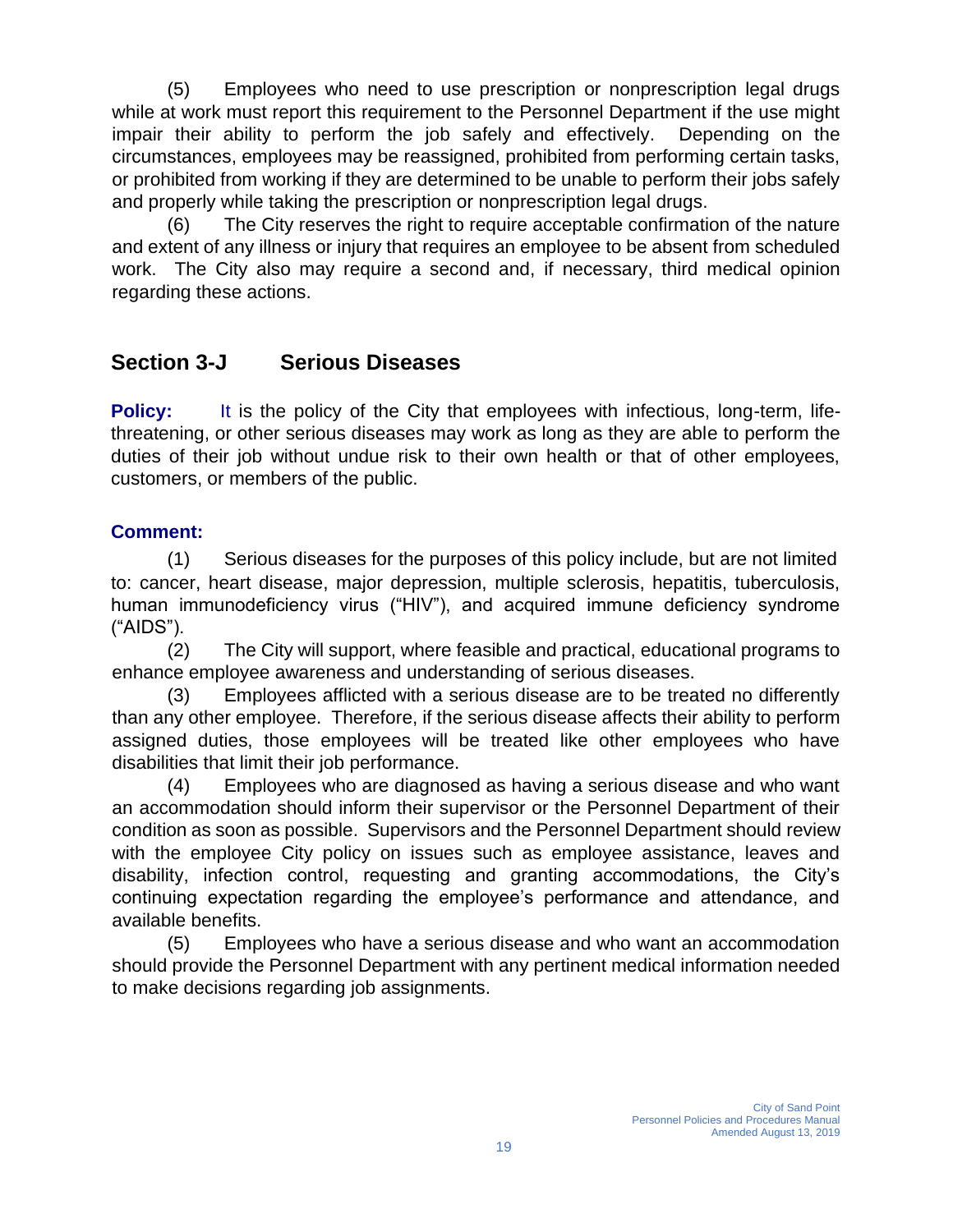(5) Employees who need to use prescription or nonprescription legal drugs while at work must report this requirement to the Personnel Department if the use might impair their ability to perform the job safely and effectively. Depending on the circumstances, employees may be reassigned, prohibited from performing certain tasks, or prohibited from working if they are determined to be unable to perform their jobs safely and properly while taking the prescription or nonprescription legal drugs.

(6) The City reserves the right to require acceptable confirmation of the nature and extent of any illness or injury that requires an employee to be absent from scheduled work. The City also may require a second and, if necessary, third medical opinion regarding these actions.

## Section 3-J Serious Diseases

**Policy:** It is the policy of the City that employees with infectious, long-term, life-threatening, or other serious diseases may work as long as they are able to perform the duties of their job without undue risk to their own health or that of other employees, customers, or members of the public.

**Comment:**

(1) Serious diseases for the purposes of this policy include, but are not limited to: cancer, heart disease, major depression, multiple sclerosis, hepatitis, tuberculosis, human immunodeficiency virus ("HIV"), and acquired immune deficiency syndrome ("AIDS").

(2) The City will support, where feasible and practical, educational programs to enhance employee awareness and understanding of serious diseases.

(3) Employees afflicted with a serious disease are to be treated no differently than any other employee. Therefore, if the serious disease affects their ability to perform assigned duties, those employees will be treated like other employees who have disabilities that limit their job performance.

(4) Employees who are diagnosed as having a serious disease and who want an accommodation should inform their supervisor or the Personnel Department of their condition as soon as possible. Supervisors and the Personnel Department should review with the employee City policy on issues such as employee assistance, leaves and disability, infection control, requesting and granting accommodations, the City's continuing expectation regarding the employee's performance and attendance, and available benefits.

(5) Employees who have a serious disease and who want an accommodation should provide the Personnel Department with any pertinent medical information needed to make decisions regarding job assignments.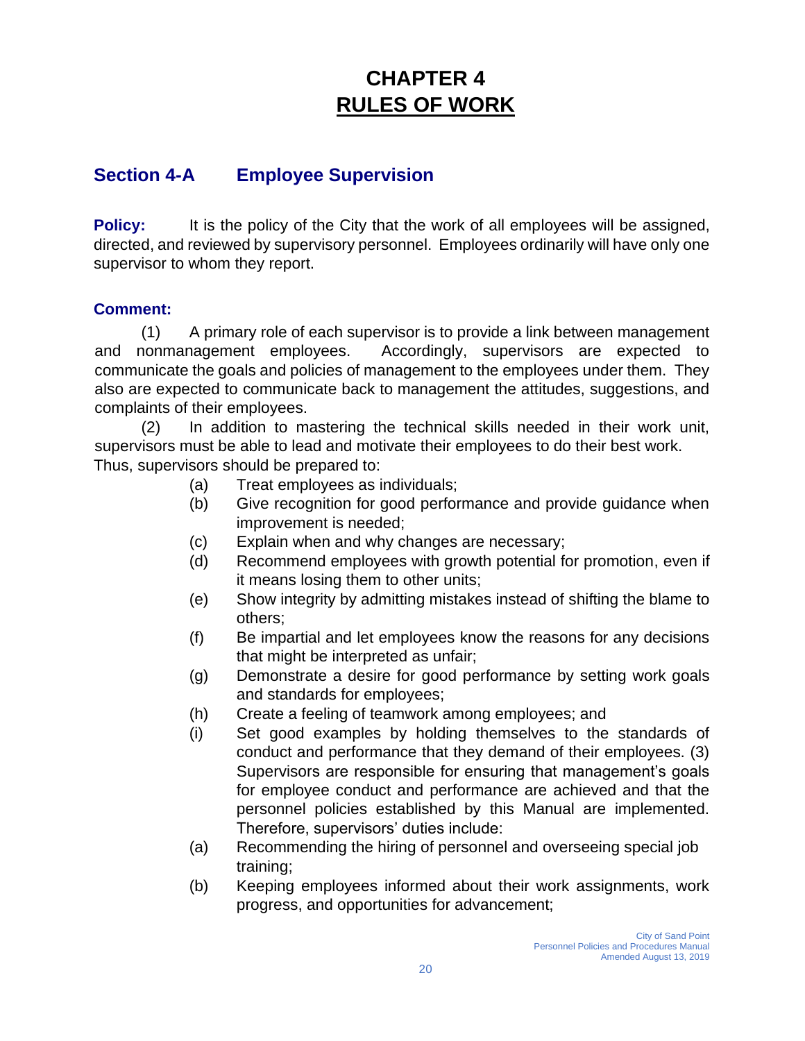# CHAPTER 4
# RULES OF WORK

## Section 4-A Employee Supervision

**Policy:** It is the policy of the City that the work of all employees will be assigned, directed, and reviewed by supervisory personnel. Employees ordinarily will have only one supervisor to whom they report.

### Comment:

(1) A primary role of each supervisor is to provide a link between management and nonmanagement employees. Accordingly, supervisors are expected to communicate the goals and policies of management to the employees under them. They also are expected to communicate back to management the attitudes, suggestions, and complaints of their employees.

(2) In addition to mastering the technical skills needed in their work unit, supervisors must be able to lead and motivate their employees to do their best work. Thus, supervisors should be prepared to:

- (a) Treat employees as individuals;
- (b) Give recognition for good performance and provide guidance when improvement is needed;
- (c) Explain when and why changes are necessary;
- (d) Recommend employees with growth potential for promotion, even if it means losing them to other units;
- (e) Show integrity by admitting mistakes instead of shifting the blame to others;
- (f) Be impartial and let employees know the reasons for any decisions that might be interpreted as unfair;
- (g) Demonstrate a desire for good performance by setting work goals and standards for employees;
- (h) Create a feeling of teamwork among employees; and
- (i) Set good examples by holding themselves to the standards of conduct and performance that they demand of their employees. (3) Supervisors are responsible for ensuring that management's goals for employee conduct and performance are achieved and that the personnel policies established by this Manual are implemented. Therefore, supervisors' duties include:
- (a) Recommending the hiring of personnel and overseeing special job training;
- (b) Keeping employees informed about their work assignments, work progress, and opportunities for advancement;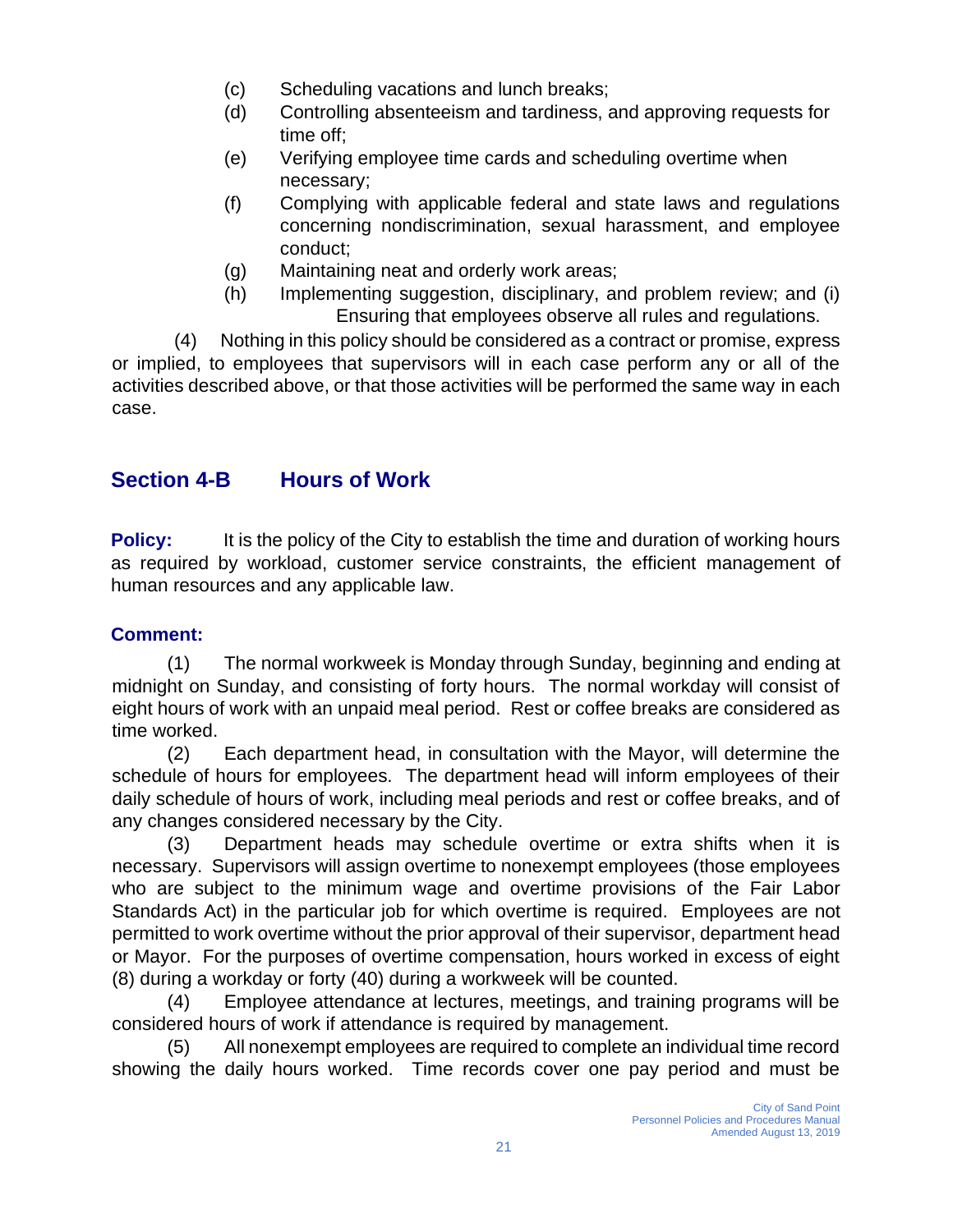(c) Scheduling vacations and lunch breaks;
(d) Controlling absenteeism and tardiness, and approving requests for time off;
(e) Verifying employee time cards and scheduling overtime when necessary;
(f) Complying with applicable federal and state laws and regulations concerning nondiscrimination, sexual harassment, and employee conduct;
(g) Maintaining neat and orderly work areas;
(h) Implementing suggestion, disciplinary, and problem review; and (i) Ensuring that employees observe all rules and regulations.

(4) Nothing in this policy should be considered as a contract or promise, express or implied, to employees that supervisors will in each case perform any or all of the activities described above, or that those activities will be performed the same way in each case.

## Section 4-B Hours of Work

**Policy:** It is the policy of the City to establish the time and duration of working hours as required by workload, customer service constraints, the efficient management of human resources and any applicable law.

**Comment:**

(1) The normal workweek is Monday through Sunday, beginning and ending at midnight on Sunday, and consisting of forty hours. The normal workday will consist of eight hours of work with an unpaid meal period. Rest or coffee breaks are considered as time worked.

(2) Each department head, in consultation with the Mayor, will determine the schedule of hours for employees. The department head will inform employees of their daily schedule of hours of work, including meal periods and rest or coffee breaks, and of any changes considered necessary by the City.

(3) Department heads may schedule overtime or extra shifts when it is necessary. Supervisors will assign overtime to nonexempt employees (those employees who are subject to the minimum wage and overtime provisions of the Fair Labor Standards Act) in the particular job for which overtime is required. Employees are not permitted to work overtime without the prior approval of their supervisor, department head or Mayor. For the purposes of overtime compensation, hours worked in excess of eight (8) during a workday or forty (40) during a workweek will be counted.

(4) Employee attendance at lectures, meetings, and training programs will be considered hours of work if attendance is required by management.

(5) All nonexempt employees are required to complete an individual time record showing the daily hours worked. Time records cover one pay period and must be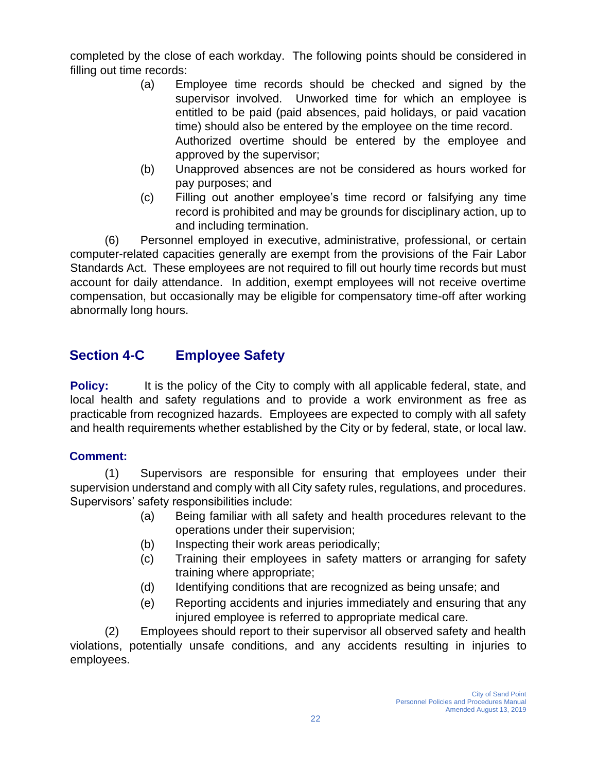completed by the close of each workday. The following points should be considered in filling out time records:

(a) Employee time records should be checked and signed by the supervisor involved. Unworked time for which an employee is entitled to be paid (paid absences, paid holidays, or paid vacation time) should also be entered by the employee on the time record. Authorized overtime should be entered by the employee and approved by the supervisor;

(b) Unapproved absences are not be considered as hours worked for pay purposes; and

(c) Filling out another employee's time record or falsifying any time record is prohibited and may be grounds for disciplinary action, up to and including termination.

(6) Personnel employed in executive, administrative, professional, or certain computer-related capacities generally are exempt from the provisions of the Fair Labor Standards Act. These employees are not required to fill out hourly time records but must account for daily attendance. In addition, exempt employees will not receive overtime compensation, but occasionally may be eligible for compensatory time-off after working abnormally long hours.

## Section 4-C Employee Safety

**Policy:** It is the policy of the City to comply with all applicable federal, state, and local health and safety regulations and to provide a work environment as free as practicable from recognized hazards. Employees are expected to comply with all safety and health requirements whether established by the City or by federal, state, or local law.

**Comment:**

(1) Supervisors are responsible for ensuring that employees under their supervision understand and comply with all City safety rules, regulations, and procedures. Supervisors' safety responsibilities include:

(a) Being familiar with all safety and health procedures relevant to the operations under their supervision;

(b) Inspecting their work areas periodically;

(c) Training their employees in safety matters or arranging for safety training where appropriate;

(d) Identifying conditions that are recognized as being unsafe; and

(e) Reporting accidents and injuries immediately and ensuring that any injured employee is referred to appropriate medical care.

(2) Employees should report to their supervisor all observed safety and health violations, potentially unsafe conditions, and any accidents resulting in injuries to employees.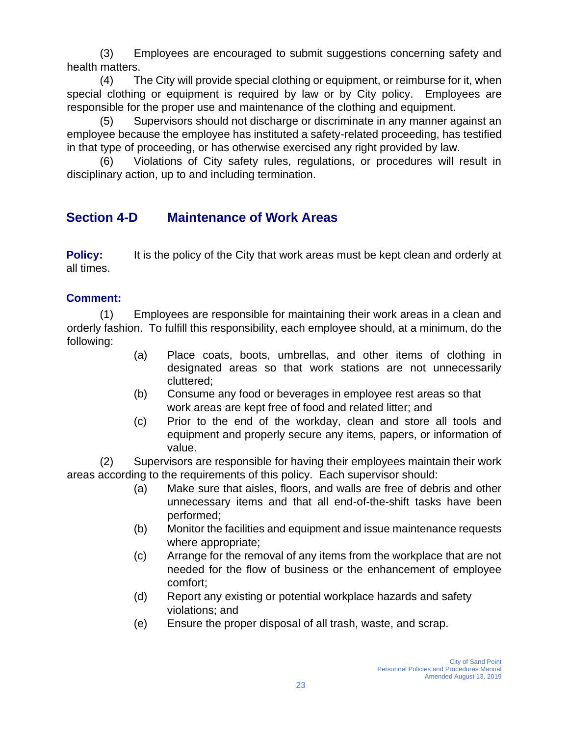(3) Employees are encouraged to submit suggestions concerning safety and health matters.

(4) The City will provide special clothing or equipment, or reimburse for it, when special clothing or equipment is required by law or by City policy. Employees are responsible for the proper use and maintenance of the clothing and equipment.

(5) Supervisors should not discharge or discriminate in any manner against an employee because the employee has instituted a safety-related proceeding, has testified in that type of proceeding, or has otherwise exercised any right provided by law.

(6) Violations of City safety rules, regulations, or procedures will result in disciplinary action, up to and including termination.

## Section 4-D Maintenance of Work Areas

**Policy:** It is the policy of the City that work areas must be kept clean and orderly at all times.

**Comment:**

(1) Employees are responsible for maintaining their work areas in a clean and orderly fashion. To fulfill this responsibility, each employee should, at a minimum, do the following:

- (a) Place coats, boots, umbrellas, and other items of clothing in designated areas so that work stations are not unnecessarily cluttered;
- (b) Consume any food or beverages in employee rest areas so that work areas are kept free of food and related litter; and
- (c) Prior to the end of the workday, clean and store all tools and equipment and properly secure any items, papers, or information of value.

(2) Supervisors are responsible for having their employees maintain their work areas according to the requirements of this policy. Each supervisor should:

- (a) Make sure that aisles, floors, and walls are free of debris and other unnecessary items and that all end-of-the-shift tasks have been performed;
- (b) Monitor the facilities and equipment and issue maintenance requests where appropriate;
- (c) Arrange for the removal of any items from the workplace that are not needed for the flow of business or the enhancement of employee comfort;
- (d) Report any existing or potential workplace hazards and safety violations; and
- (e) Ensure the proper disposal of all trash, waste, and scrap.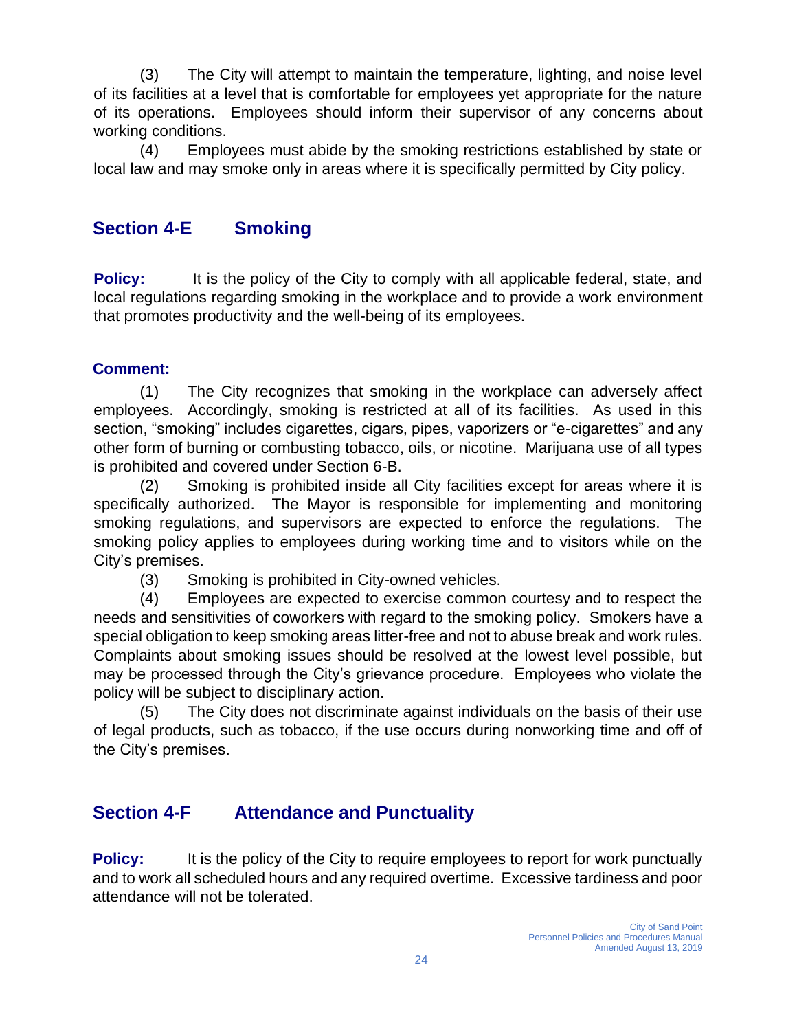(3) The City will attempt to maintain the temperature, lighting, and noise level of its facilities at a level that is comfortable for employees yet appropriate for the nature of its operations. Employees should inform their supervisor of any concerns about working conditions.

(4) Employees must abide by the smoking restrictions established by state or local law and may smoke only in areas where it is specifically permitted by City policy.

## Section 4-E Smoking

**Policy:** It is the policy of the City to comply with all applicable federal, state, and local regulations regarding smoking in the workplace and to provide a work environment that promotes productivity and the well-being of its employees.

**Comment:**

(1) The City recognizes that smoking in the workplace can adversely affect employees. Accordingly, smoking is restricted at all of its facilities. As used in this section, "smoking" includes cigarettes, cigars, pipes, vaporizers or "e-cigarettes" and any other form of burning or combusting tobacco, oils, or nicotine. Marijuana use of all types is prohibited and covered under Section 6-B.

(2) Smoking is prohibited inside all City facilities except for areas where it is specifically authorized. The Mayor is responsible for implementing and monitoring smoking regulations, and supervisors are expected to enforce the regulations. The smoking policy applies to employees during working time and to visitors while on the City's premises.

(3) Smoking is prohibited in City-owned vehicles.

(4) Employees are expected to exercise common courtesy and to respect the needs and sensitivities of coworkers with regard to the smoking policy. Smokers have a special obligation to keep smoking areas litter-free and not to abuse break and work rules. Complaints about smoking issues should be resolved at the lowest level possible, but may be processed through the City's grievance procedure. Employees who violate the policy will be subject to disciplinary action.

(5) The City does not discriminate against individuals on the basis of their use of legal products, such as tobacco, if the use occurs during nonworking time and off of the City's premises.

## Section 4-F Attendance and Punctuality

**Policy:** It is the policy of the City to require employees to report for work punctually and to work all scheduled hours and any required overtime. Excessive tardiness and poor attendance will not be tolerated.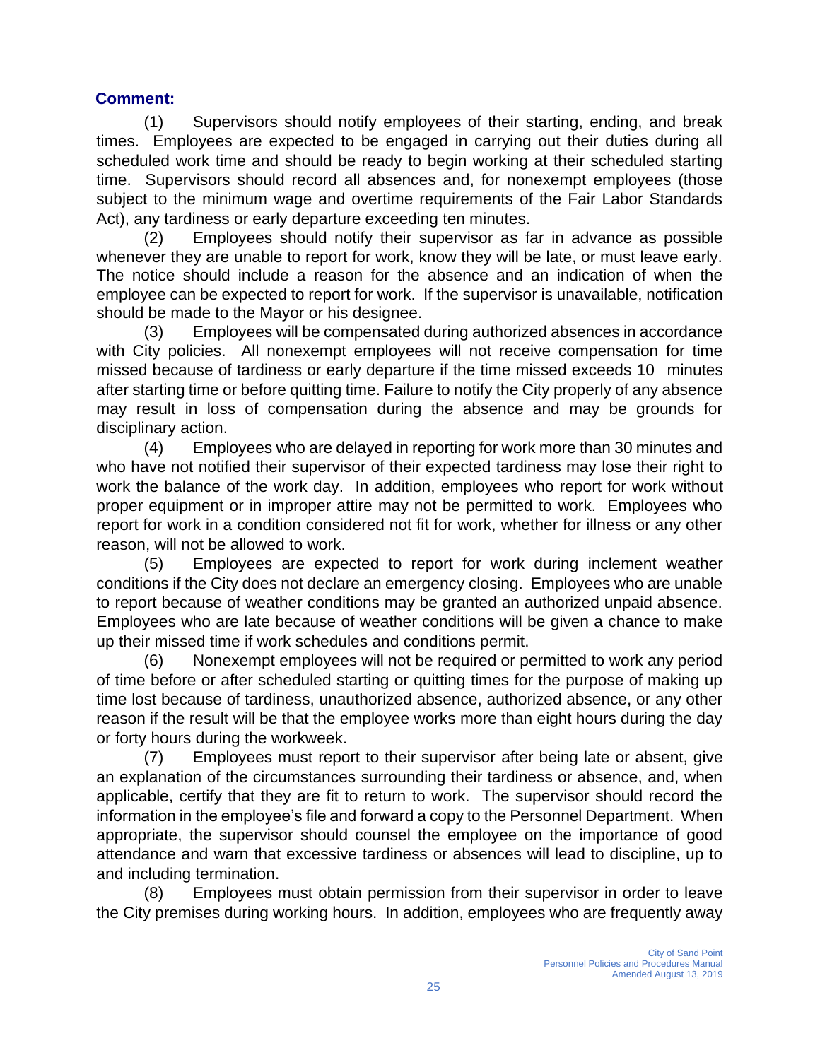**Comment:**

(1) Supervisors should notify employees of their starting, ending, and break times. Employees are expected to be engaged in carrying out their duties during all scheduled work time and should be ready to begin working at their scheduled starting time. Supervisors should record all absences and, for nonexempt employees (those subject to the minimum wage and overtime requirements of the Fair Labor Standards Act), any tardiness or early departure exceeding ten minutes.

(2) Employees should notify their supervisor as far in advance as possible whenever they are unable to report for work, know they will be late, or must leave early. The notice should include a reason for the absence and an indication of when the employee can be expected to report for work. If the supervisor is unavailable, notification should be made to the Mayor or his designee.

(3) Employees will be compensated during authorized absences in accordance with City policies. All nonexempt employees will not receive compensation for time missed because of tardiness or early departure if the time missed exceeds 10 minutes after starting time or before quitting time. Failure to notify the City properly of any absence may result in loss of compensation during the absence and may be grounds for disciplinary action.

(4) Employees who are delayed in reporting for work more than 30 minutes and who have not notified their supervisor of their expected tardiness may lose their right to work the balance of the work day. In addition, employees who report for work without proper equipment or in improper attire may not be permitted to work. Employees who report for work in a condition considered not fit for work, whether for illness or any other reason, will not be allowed to work.

(5) Employees are expected to report for work during inclement weather conditions if the City does not declare an emergency closing. Employees who are unable to report because of weather conditions may be granted an authorized unpaid absence. Employees who are late because of weather conditions will be given a chance to make up their missed time if work schedules and conditions permit.

(6) Nonexempt employees will not be required or permitted to work any period of time before or after scheduled starting or quitting times for the purpose of making up time lost because of tardiness, unauthorized absence, authorized absence, or any other reason if the result will be that the employee works more than eight hours during the day or forty hours during the workweek.

(7) Employees must report to their supervisor after being late or absent, give an explanation of the circumstances surrounding their tardiness or absence, and, when applicable, certify that they are fit to return to work. The supervisor should record the information in the employee's file and forward a copy to the Personnel Department. When appropriate, the supervisor should counsel the employee on the importance of good attendance and warn that excessive tardiness or absences will lead to discipline, up to and including termination.

(8) Employees must obtain permission from their supervisor in order to leave the City premises during working hours. In addition, employees who are frequently away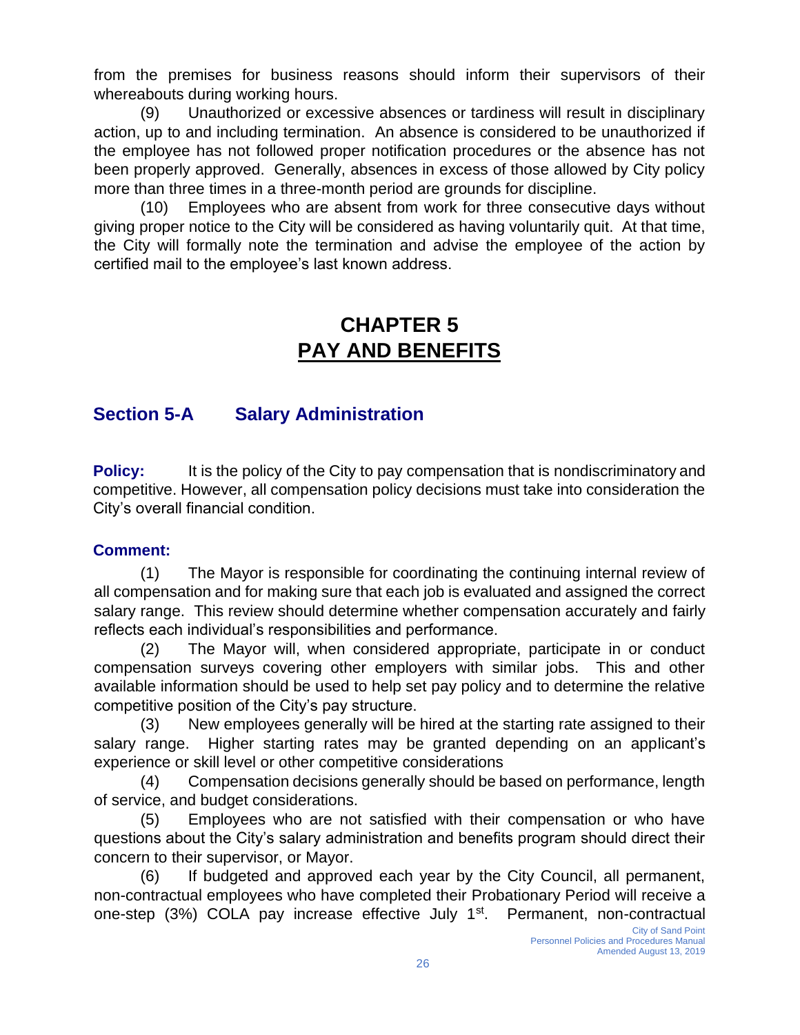from the premises for business reasons should inform their supervisors of their whereabouts during working hours.

(9) Unauthorized or excessive absences or tardiness will result in disciplinary action, up to and including termination. An absence is considered to be unauthorized if the employee has not followed proper notification procedures or the absence has not been properly approved. Generally, absences in excess of those allowed by City policy more than three times in a three-month period are grounds for discipline.

(10) Employees who are absent from work for three consecutive days without giving proper notice to the City will be considered as having voluntarily quit. At that time, the City will formally note the termination and advise the employee of the action by certified mail to the employee's last known address.

# CHAPTER 5
# PAY AND BENEFITS

## Section 5-A Salary Administration

**Policy:** It is the policy of the City to pay compensation that is nondiscriminatory and competitive. However, all compensation policy decisions must take into consideration the City's overall financial condition.

**Comment:**

(1) The Mayor is responsible for coordinating the continuing internal review of all compensation and for making sure that each job is evaluated and assigned the correct salary range. This review should determine whether compensation accurately and fairly reflects each individual's responsibilities and performance.

(2) The Mayor will, when considered appropriate, participate in or conduct compensation surveys covering other employers with similar jobs. This and other available information should be used to help set pay policy and to determine the relative competitive position of the City's pay structure.

(3) New employees generally will be hired at the starting rate assigned to their salary range. Higher starting rates may be granted depending on an applicant's experience or skill level or other competitive considerations

(4) Compensation decisions generally should be based on performance, length of service, and budget considerations.

(5) Employees who are not satisfied with their compensation or who have questions about the City's salary administration and benefits program should direct their concern to their supervisor, or Mayor.

(6) If budgeted and approved each year by the City Council, all permanent, non-contractual employees who have completed their Probationary Period will receive a one-step (3%) COLA pay increase effective July 1st. Permanent, non-contractual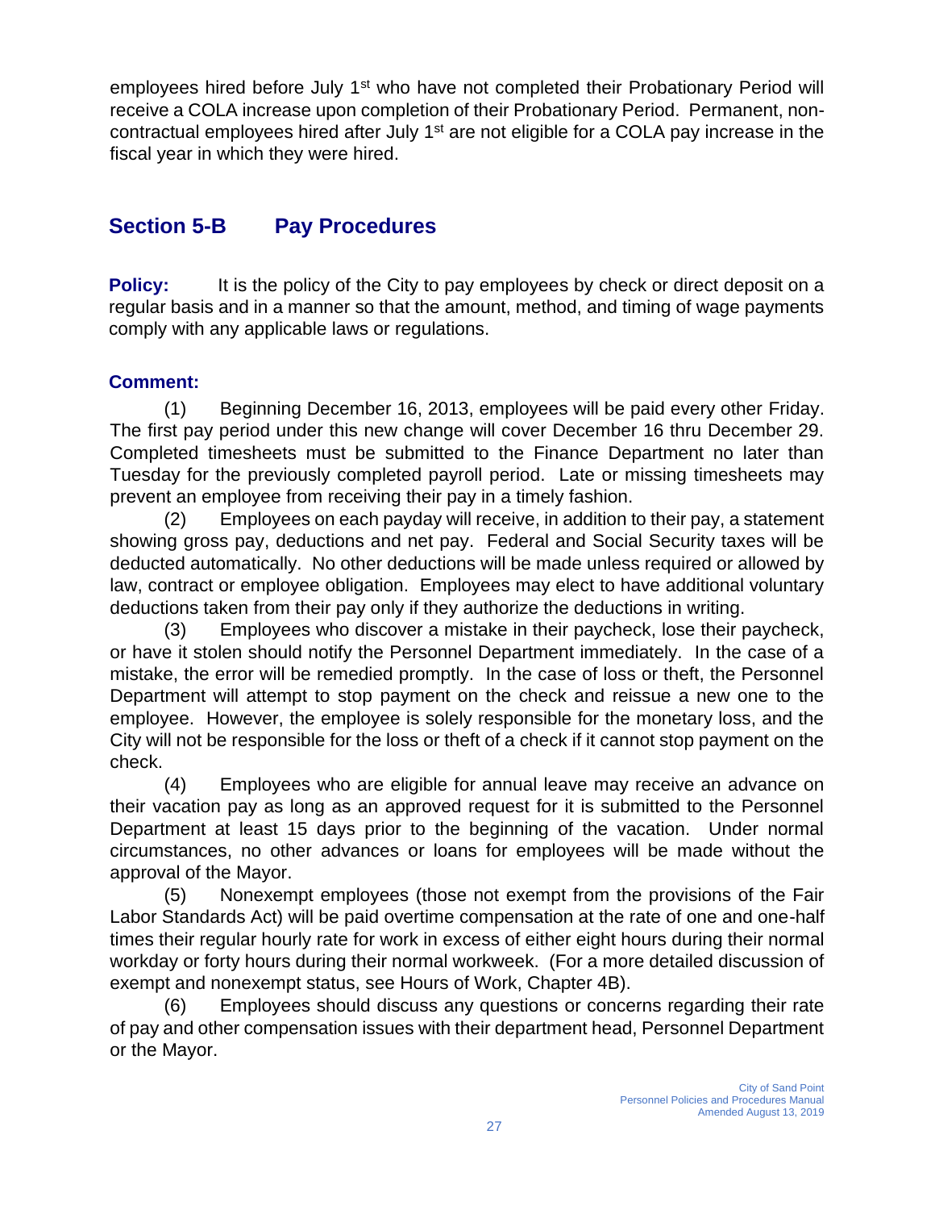employees hired before July 1st who have not completed their Probationary Period will receive a COLA increase upon completion of their Probationary Period. Permanent, non-contractual employees hired after July 1st are not eligible for a COLA pay increase in the fiscal year in which they were hired.

## Section 5-B Pay Procedures

**Policy:** It is the policy of the City to pay employees by check or direct deposit on a regular basis and in a manner so that the amount, method, and timing of wage payments comply with any applicable laws or regulations.

**Comment:**

(1) Beginning December 16, 2013, employees will be paid every other Friday. The first pay period under this new change will cover December 16 thru December 29. Completed timesheets must be submitted to the Finance Department no later than Tuesday for the previously completed payroll period. Late or missing timesheets may prevent an employee from receiving their pay in a timely fashion.

(2) Employees on each payday will receive, in addition to their pay, a statement showing gross pay, deductions and net pay. Federal and Social Security taxes will be deducted automatically. No other deductions will be made unless required or allowed by law, contract or employee obligation. Employees may elect to have additional voluntary deductions taken from their pay only if they authorize the deductions in writing.

(3) Employees who discover a mistake in their paycheck, lose their paycheck, or have it stolen should notify the Personnel Department immediately. In the case of a mistake, the error will be remedied promptly. In the case of loss or theft, the Personnel Department will attempt to stop payment on the check and reissue a new one to the employee. However, the employee is solely responsible for the monetary loss, and the City will not be responsible for the loss or theft of a check if it cannot stop payment on the check.

(4) Employees who are eligible for annual leave may receive an advance on their vacation pay as long as an approved request for it is submitted to the Personnel Department at least 15 days prior to the beginning of the vacation. Under normal circumstances, no other advances or loans for employees will be made without the approval of the Mayor.

(5) Nonexempt employees (those not exempt from the provisions of the Fair Labor Standards Act) will be paid overtime compensation at the rate of one and one-half times their regular hourly rate for work in excess of either eight hours during their normal workday or forty hours during their normal workweek. (For a more detailed discussion of exempt and nonexempt status, see Hours of Work, Chapter 4B).

(6) Employees should discuss any questions or concerns regarding their rate of pay and other compensation issues with their department head, Personnel Department or the Mayor.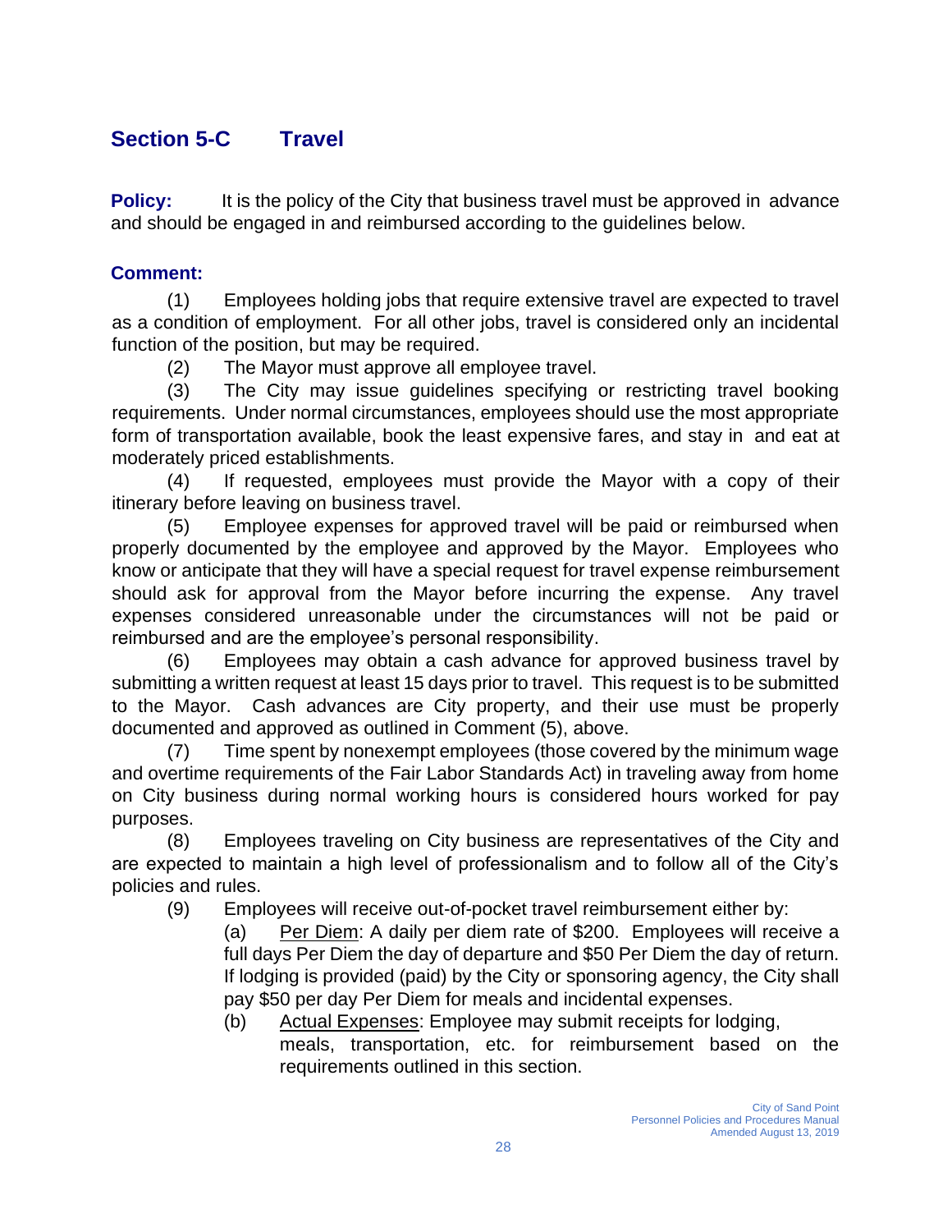## Section 5-C Travel

**Policy:** It is the policy of the City that business travel must be approved in advance and should be engaged in and reimbursed according to the guidelines below.

**Comment:**

(1) Employees holding jobs that require extensive travel are expected to travel as a condition of employment. For all other jobs, travel is considered only an incidental function of the position, but may be required.

(2) The Mayor must approve all employee travel.

(3) The City may issue guidelines specifying or restricting travel booking requirements. Under normal circumstances, employees should use the most appropriate form of transportation available, book the least expensive fares, and stay in and eat at moderately priced establishments.

(4) If requested, employees must provide the Mayor with a copy of their itinerary before leaving on business travel.

(5) Employee expenses for approved travel will be paid or reimbursed when properly documented by the employee and approved by the Mayor. Employees who know or anticipate that they will have a special request for travel expense reimbursement should ask for approval from the Mayor before incurring the expense. Any travel expenses considered unreasonable under the circumstances will not be paid or reimbursed and are the employee's personal responsibility.

(6) Employees may obtain a cash advance for approved business travel by submitting a written request at least 15 days prior to travel. This request is to be submitted to the Mayor. Cash advances are City property, and their use must be properly documented and approved as outlined in Comment (5), above.

(7) Time spent by nonexempt employees (those covered by the minimum wage and overtime requirements of the Fair Labor Standards Act) in traveling away from home on City business during normal working hours is considered hours worked for pay purposes.

(8) Employees traveling on City business are representatives of the City and are expected to maintain a high level of professionalism and to follow all of the City's policies and rules.

(9) Employees will receive out-of-pocket travel reimbursement either by:

(a) Per Diem: A daily per diem rate of $200. Employees will receive a full days Per Diem the day of departure and $50 Per Diem the day of return. If lodging is provided (paid) by the City or sponsoring agency, the City shall pay $50 per day Per Diem for meals and incidental expenses.

(b) Actual Expenses: Employee may submit receipts for lodging, meals, transportation, etc. for reimbursement based on the requirements outlined in this section.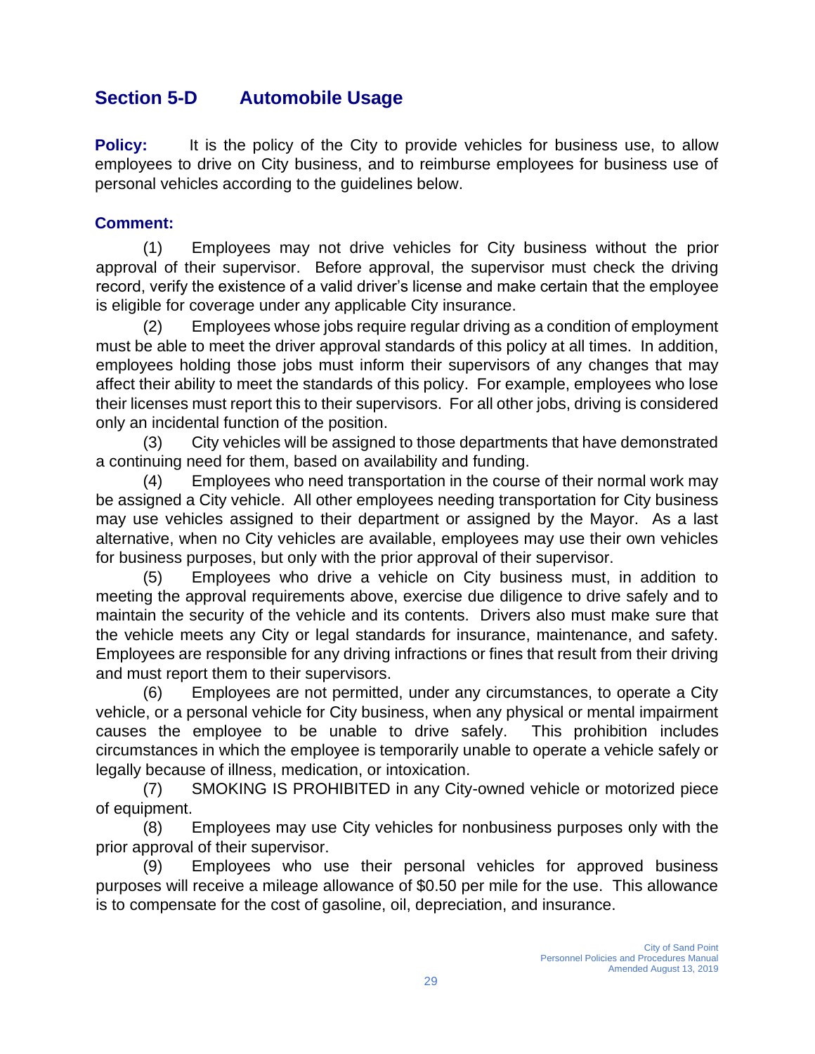## Section 5-D Automobile Usage

**Policy:** It is the policy of the City to provide vehicles for business use, to allow employees to drive on City business, and to reimburse employees for business use of personal vehicles according to the guidelines below.

**Comment:**

(1) Employees may not drive vehicles for City business without the prior approval of their supervisor. Before approval, the supervisor must check the driving record, verify the existence of a valid driver's license and make certain that the employee is eligible for coverage under any applicable City insurance.

(2) Employees whose jobs require regular driving as a condition of employment must be able to meet the driver approval standards of this policy at all times. In addition, employees holding those jobs must inform their supervisors of any changes that may affect their ability to meet the standards of this policy. For example, employees who lose their licenses must report this to their supervisors. For all other jobs, driving is considered only an incidental function of the position.

(3) City vehicles will be assigned to those departments that have demonstrated a continuing need for them, based on availability and funding.

(4) Employees who need transportation in the course of their normal work may be assigned a City vehicle. All other employees needing transportation for City business may use vehicles assigned to their department or assigned by the Mayor. As a last alternative, when no City vehicles are available, employees may use their own vehicles for business purposes, but only with the prior approval of their supervisor.

(5) Employees who drive a vehicle on City business must, in addition to meeting the approval requirements above, exercise due diligence to drive safely and to maintain the security of the vehicle and its contents. Drivers also must make sure that the vehicle meets any City or legal standards for insurance, maintenance, and safety. Employees are responsible for any driving infractions or fines that result from their driving and must report them to their supervisors.

(6) Employees are not permitted, under any circumstances, to operate a City vehicle, or a personal vehicle for City business, when any physical or mental impairment causes the employee to be unable to drive safely. This prohibition includes circumstances in which the employee is temporarily unable to operate a vehicle safely or legally because of illness, medication, or intoxication.

(7) SMOKING IS PROHIBITED in any City-owned vehicle or motorized piece of equipment.

(8) Employees may use City vehicles for nonbusiness purposes only with the prior approval of their supervisor.

(9) Employees who use their personal vehicles for approved business purposes will receive a mileage allowance of $0.50 per mile for the use. This allowance is to compensate for the cost of gasoline, oil, depreciation, and insurance.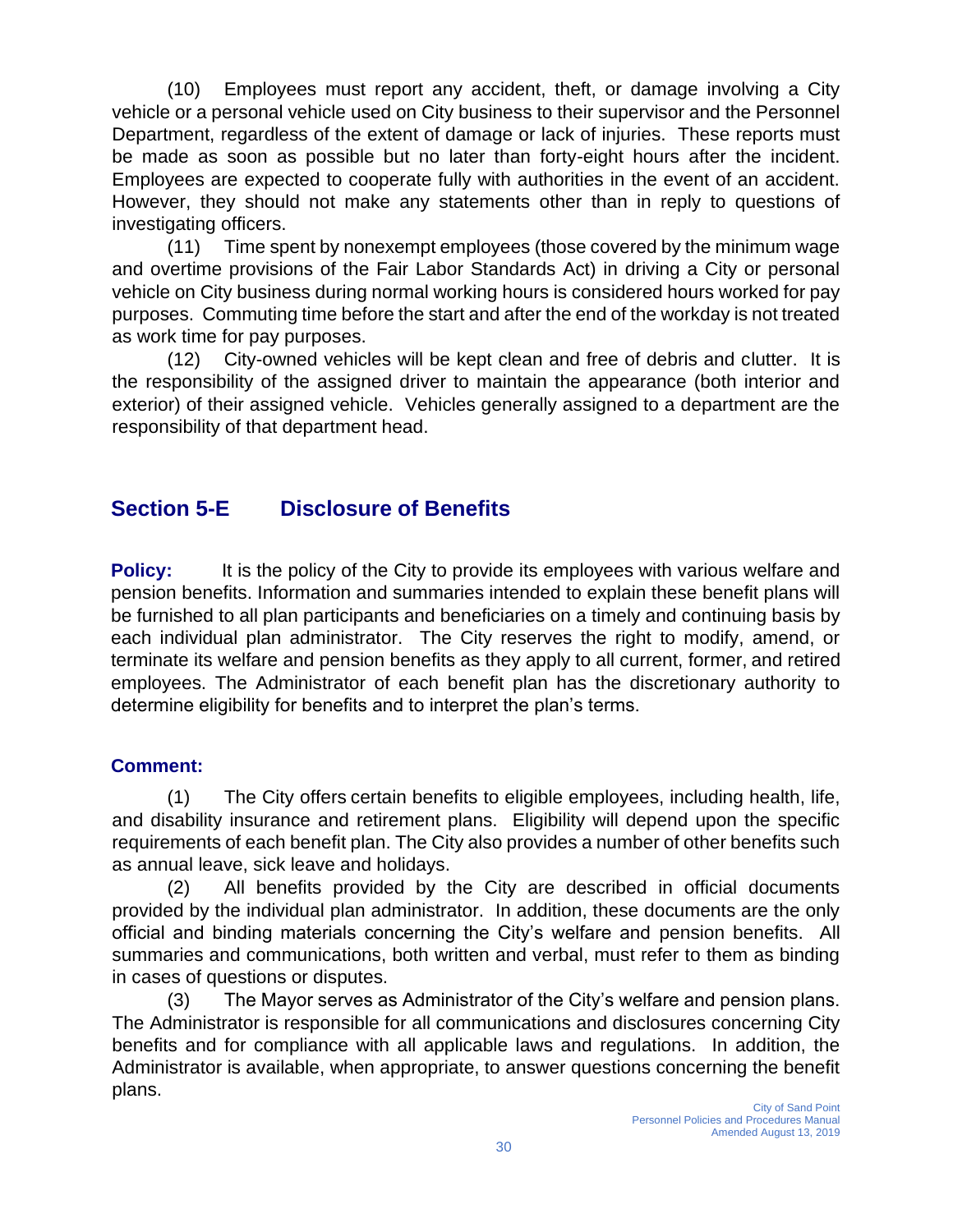(10) Employees must report any accident, theft, or damage involving a City vehicle or a personal vehicle used on City business to their supervisor and the Personnel Department, regardless of the extent of damage or lack of injuries. These reports must be made as soon as possible but no later than forty-eight hours after the incident. Employees are expected to cooperate fully with authorities in the event of an accident. However, they should not make any statements other than in reply to questions of investigating officers.

(11) Time spent by nonexempt employees (those covered by the minimum wage and overtime provisions of the Fair Labor Standards Act) in driving a City or personal vehicle on City business during normal working hours is considered hours worked for pay purposes. Commuting time before the start and after the end of the workday is not treated as work time for pay purposes.

(12) City-owned vehicles will be kept clean and free of debris and clutter. It is the responsibility of the assigned driver to maintain the appearance (both interior and exterior) of their assigned vehicle. Vehicles generally assigned to a department are the responsibility of that department head.

## Section 5-E Disclosure of Benefits

**Policy:** It is the policy of the City to provide its employees with various welfare and pension benefits. Information and summaries intended to explain these benefit plans will be furnished to all plan participants and beneficiaries on a timely and continuing basis by each individual plan administrator. The City reserves the right to modify, amend, or terminate its welfare and pension benefits as they apply to all current, former, and retired employees. The Administrator of each benefit plan has the discretionary authority to determine eligibility for benefits and to interpret the plan's terms.

**Comment:**

(1) The City offers certain benefits to eligible employees, including health, life, and disability insurance and retirement plans. Eligibility will depend upon the specific requirements of each benefit plan. The City also provides a number of other benefits such as annual leave, sick leave and holidays.

(2) All benefits provided by the City are described in official documents provided by the individual plan administrator. In addition, these documents are the only official and binding materials concerning the City's welfare and pension benefits. All summaries and communications, both written and verbal, must refer to them as binding in cases of questions or disputes.

(3) The Mayor serves as Administrator of the City's welfare and pension plans. The Administrator is responsible for all communications and disclosures concerning City benefits and for compliance with all applicable laws and regulations. In addition, the Administrator is available, when appropriate, to answer questions concerning the benefit plans.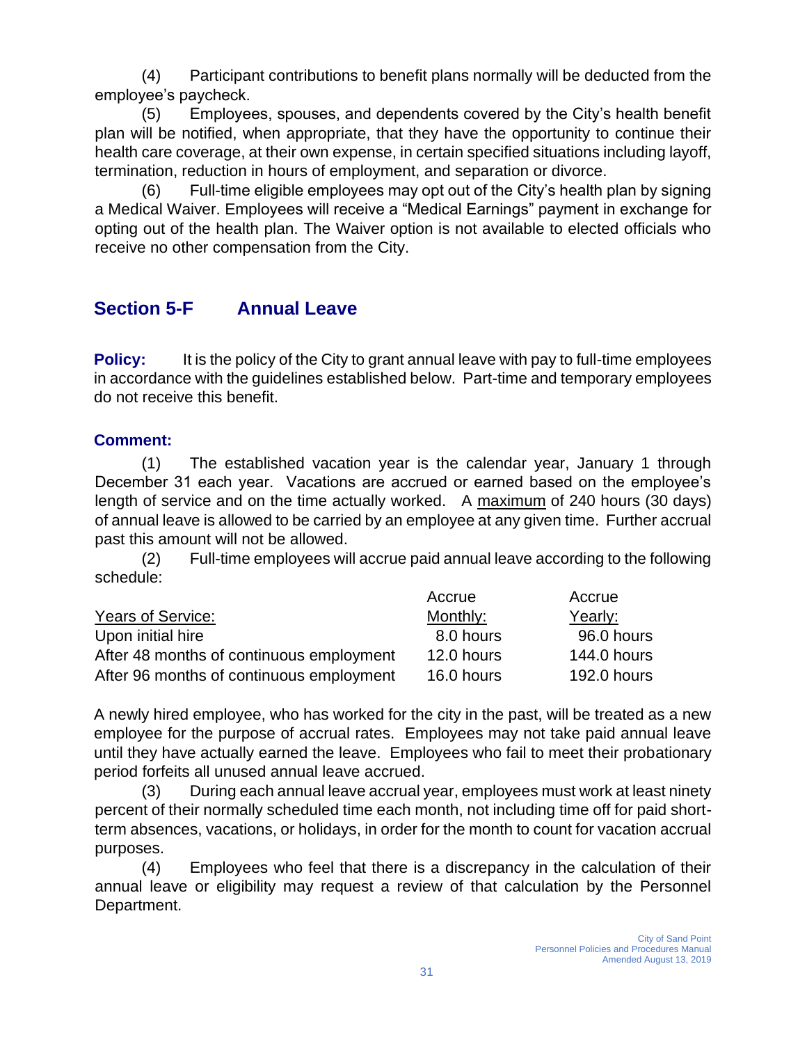(4) Participant contributions to benefit plans normally will be deducted from the employee's paycheck.

(5) Employees, spouses, and dependents covered by the City's health benefit plan will be notified, when appropriate, that they have the opportunity to continue their health care coverage, at their own expense, in certain specified situations including layoff, termination, reduction in hours of employment, and separation or divorce.

(6) Full-time eligible employees may opt out of the City's health plan by signing a Medical Waiver. Employees will receive a "Medical Earnings" payment in exchange for opting out of the health plan. The Waiver option is not available to elected officials who receive no other compensation from the City.

## Section 5-F Annual Leave

**Policy:** It is the policy of the City to grant annual leave with pay to full-time employees in accordance with the guidelines established below. Part-time and temporary employees do not receive this benefit.

**Comment:**

(1) The established vacation year is the calendar year, January 1 through December 31 each year. Vacations are accrued or earned based on the employee's length of service and on the time actually worked. A maximum of 240 hours (30 days) of annual leave is allowed to be carried by an employee at any given time. Further accrual past this amount will not be allowed.

(2) Full-time employees will accrue paid annual leave according to the following schedule:

| Years of Service: | Accrue Monthly: | Accrue Yearly: |
|---|---|---|
| Upon initial hire | 8.0 hours | 96.0 hours |
| After 48 months of continuous employment | 12.0 hours | 144.0 hours |
| After 96 months of continuous employment | 16.0 hours | 192.0 hours |

A newly hired employee, who has worked for the city in the past, will be treated as a new employee for the purpose of accrual rates. Employees may not take paid annual leave until they have actually earned the leave. Employees who fail to meet their probationary period forfeits all unused annual leave accrued.

(3) During each annual leave accrual year, employees must work at least ninety percent of their normally scheduled time each month, not including time off for paid short-term absences, vacations, or holidays, in order for the month to count for vacation accrual purposes.

(4) Employees who feel that there is a discrepancy in the calculation of their annual leave or eligibility may request a review of that calculation by the Personnel Department.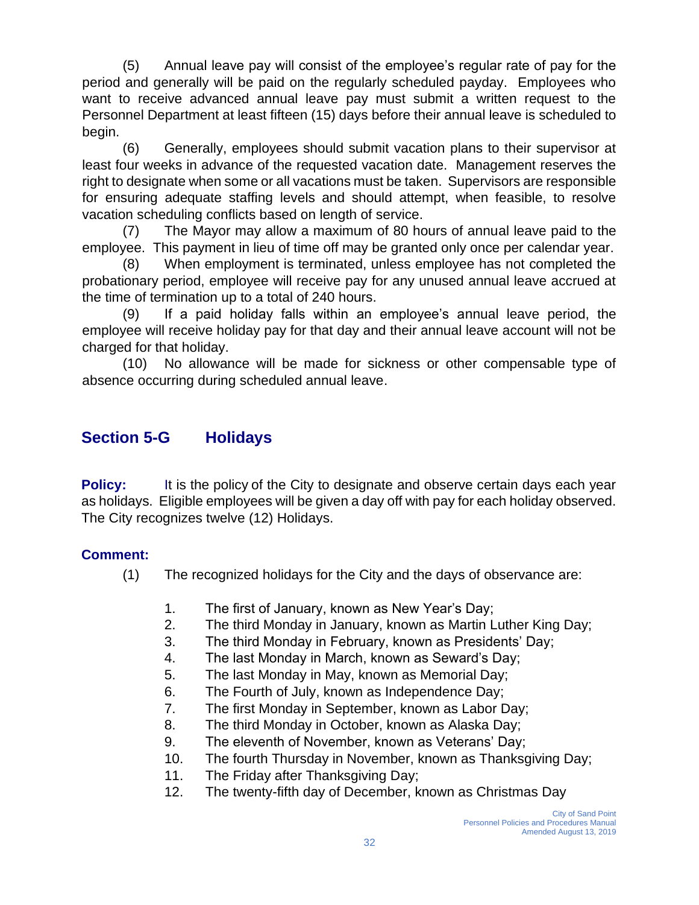(5) Annual leave pay will consist of the employee's regular rate of pay for the period and generally will be paid on the regularly scheduled payday. Employees who want to receive advanced annual leave pay must submit a written request to the Personnel Department at least fifteen (15) days before their annual leave is scheduled to begin.

(6) Generally, employees should submit vacation plans to their supervisor at least four weeks in advance of the requested vacation date. Management reserves the right to designate when some or all vacations must be taken. Supervisors are responsible for ensuring adequate staffing levels and should attempt, when feasible, to resolve vacation scheduling conflicts based on length of service.

(7) The Mayor may allow a maximum of 80 hours of annual leave paid to the employee. This payment in lieu of time off may be granted only once per calendar year.

(8) When employment is terminated, unless employee has not completed the probationary period, employee will receive pay for any unused annual leave accrued at the time of termination up to a total of 240 hours.

(9) If a paid holiday falls within an employee's annual leave period, the employee will receive holiday pay for that day and their annual leave account will not be charged for that holiday.

(10) No allowance will be made for sickness or other compensable type of absence occurring during scheduled annual leave.

## Section 5-G Holidays

**Policy:** It is the policy of the City to designate and observe certain days each year as holidays. Eligible employees will be given a day off with pay for each holiday observed. The City recognizes twelve (12) Holidays.

**Comment:**

(1) The recognized holidays for the City and the days of observance are:

1. The first of January, known as New Year's Day;
2. The third Monday in January, known as Martin Luther King Day;
3. The third Monday in February, known as Presidents' Day;
4. The last Monday in March, known as Seward's Day;
5. The last Monday in May, known as Memorial Day;
6. The Fourth of July, known as Independence Day;
7. The first Monday in September, known as Labor Day;
8. The third Monday in October, known as Alaska Day;
9. The eleventh of November, known as Veterans' Day;
10. The fourth Thursday in November, known as Thanksgiving Day;
11. The Friday after Thanksgiving Day;
12. The twenty-fifth day of December, known as Christmas Day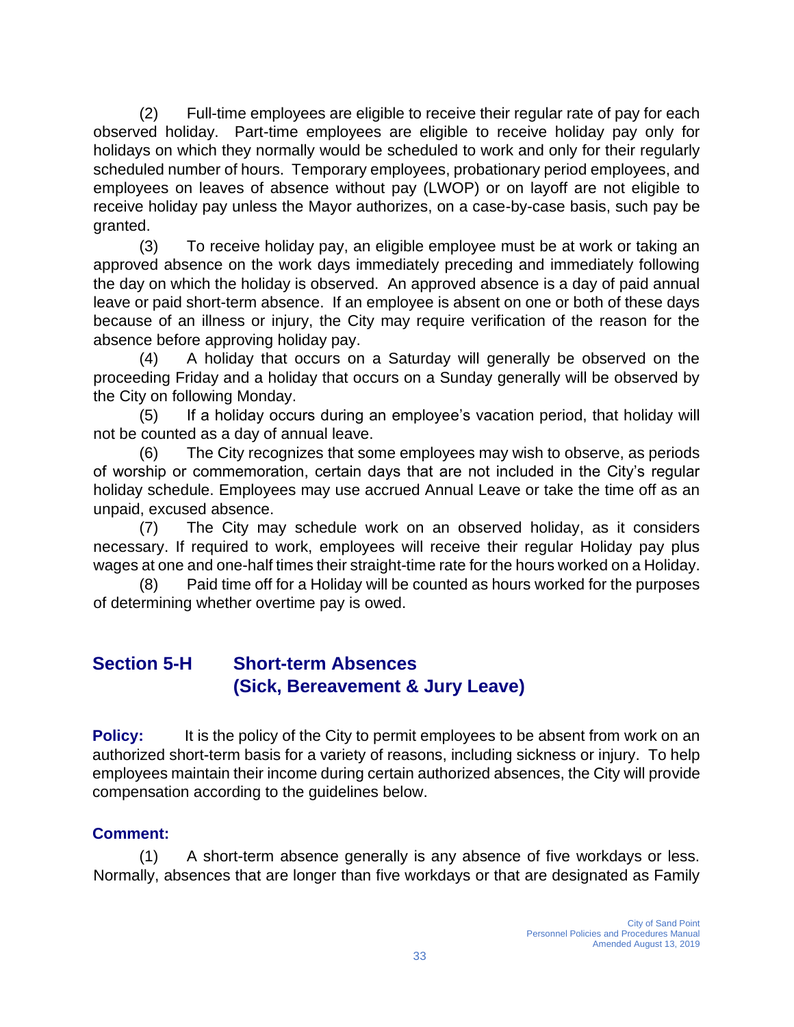(2) Full-time employees are eligible to receive their regular rate of pay for each observed holiday. Part-time employees are eligible to receive holiday pay only for holidays on which they normally would be scheduled to work and only for their regularly scheduled number of hours. Temporary employees, probationary period employees, and employees on leaves of absence without pay (LWOP) or on layoff are not eligible to receive holiday pay unless the Mayor authorizes, on a case-by-case basis, such pay be granted.

(3) To receive holiday pay, an eligible employee must be at work or taking an approved absence on the work days immediately preceding and immediately following the day on which the holiday is observed. An approved absence is a day of paid annual leave or paid short-term absence. If an employee is absent on one or both of these days because of an illness or injury, the City may require verification of the reason for the absence before approving holiday pay.

(4) A holiday that occurs on a Saturday will generally be observed on the proceeding Friday and a holiday that occurs on a Sunday generally will be observed by the City on following Monday.

(5) If a holiday occurs during an employee's vacation period, that holiday will not be counted as a day of annual leave.

(6) The City recognizes that some employees may wish to observe, as periods of worship or commemoration, certain days that are not included in the City's regular holiday schedule. Employees may use accrued Annual Leave or take the time off as an unpaid, excused absence.

(7) The City may schedule work on an observed holiday, as it considers necessary. If required to work, employees will receive their regular Holiday pay plus wages at one and one-half times their straight-time rate for the hours worked on a Holiday.

(8) Paid time off for a Holiday will be counted as hours worked for the purposes of determining whether overtime pay is owed.

## Section 5-H Short-term Absences (Sick, Bereavement & Jury Leave)

**Policy:** It is the policy of the City to permit employees to be absent from work on an authorized short-term basis for a variety of reasons, including sickness or injury. To help employees maintain their income during certain authorized absences, the City will provide compensation according to the guidelines below.

**Comment:**

(1) A short-term absence generally is any absence of five workdays or less. Normally, absences that are longer than five workdays or that are designated as Family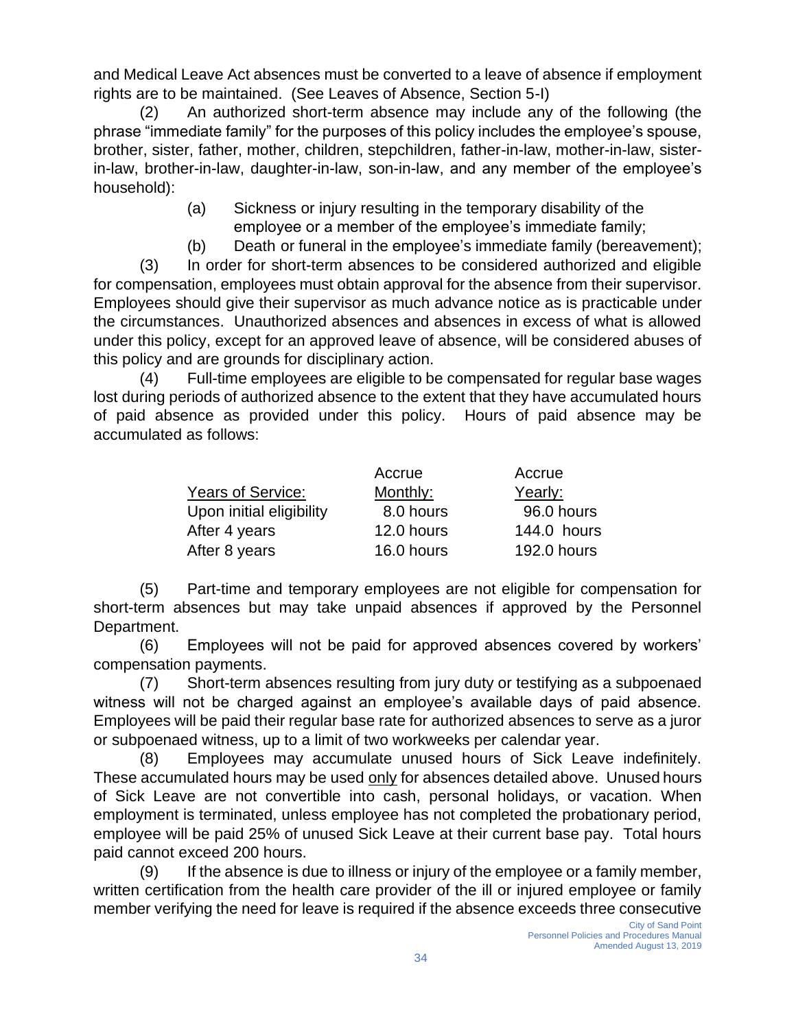and Medical Leave Act absences must be converted to a leave of absence if employment rights are to be maintained. (See Leaves of Absence, Section 5-I)

(2) An authorized short-term absence may include any of the following (the phrase "immediate family" for the purposes of this policy includes the employee's spouse, brother, sister, father, mother, children, stepchildren, father-in-law, mother-in-law, sister-in-law, brother-in-law, daughter-in-law, son-in-law, and any member of the employee's household):

(a) Sickness or injury resulting in the temporary disability of the employee or a member of the employee's immediate family;

(b) Death or funeral in the employee's immediate family (bereavement);

(3) In order for short-term absences to be considered authorized and eligible for compensation, employees must obtain approval for the absence from their supervisor. Employees should give their supervisor as much advance notice as is practicable under the circumstances. Unauthorized absences and absences in excess of what is allowed under this policy, except for an approved leave of absence, will be considered abuses of this policy and are grounds for disciplinary action.

(4) Full-time employees are eligible to be compensated for regular base wages lost during periods of authorized absence to the extent that they have accumulated hours of paid absence as provided under this policy. Hours of paid absence may be accumulated as follows:

| Years of Service: | Accrue Monthly: | Accrue Yearly: |
|---|---|---|
| Upon initial eligibility | 8.0 hours | 96.0 hours |
| After 4 years | 12.0 hours | 144.0 hours |
| After 8 years | 16.0 hours | 192.0 hours |

(5) Part-time and temporary employees are not eligible for compensation for short-term absences but may take unpaid absences if approved by the Personnel Department.

(6) Employees will not be paid for approved absences covered by workers' compensation payments.

(7) Short-term absences resulting from jury duty or testifying as a subpoenaed witness will not be charged against an employee's available days of paid absence. Employees will be paid their regular base rate for authorized absences to serve as a juror or subpoenaed witness, up to a limit of two workweeks per calendar year.

(8) Employees may accumulate unused hours of Sick Leave indefinitely. These accumulated hours may be used only for absences detailed above. Unused hours of Sick Leave are not convertible into cash, personal holidays, or vacation. When employment is terminated, unless employee has not completed the probationary period, employee will be paid 25% of unused Sick Leave at their current base pay. Total hours paid cannot exceed 200 hours.

(9) If the absence is due to illness or injury of the employee or a family member, written certification from the health care provider of the ill or injured employee or family member verifying the need for leave is required if the absence exceeds three consecutive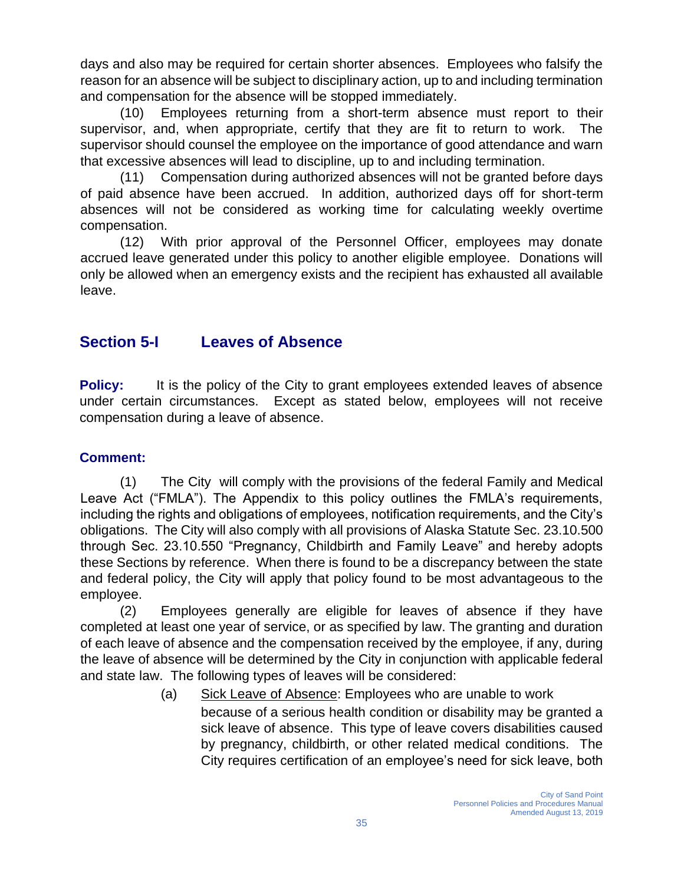days and also may be required for certain shorter absences. Employees who falsify the reason for an absence will be subject to disciplinary action, up to and including termination and compensation for the absence will be stopped immediately.

(10) Employees returning from a short-term absence must report to their supervisor, and, when appropriate, certify that they are fit to return to work. The supervisor should counsel the employee on the importance of good attendance and warn that excessive absences will lead to discipline, up to and including termination.

(11) Compensation during authorized absences will not be granted before days of paid absence have been accrued. In addition, authorized days off for short-term absences will not be considered as working time for calculating weekly overtime compensation.

(12) With prior approval of the Personnel Officer, employees may donate accrued leave generated under this policy to another eligible employee. Donations will only be allowed when an emergency exists and the recipient has exhausted all available leave.

## Section 5-I Leaves of Absence

**Policy:** It is the policy of the City to grant employees extended leaves of absence under certain circumstances. Except as stated below, employees will not receive compensation during a leave of absence.

**Comment:**

(1) The City will comply with the provisions of the federal Family and Medical Leave Act ("FMLA"). The Appendix to this policy outlines the FMLA's requirements, including the rights and obligations of employees, notification requirements, and the City's obligations. The City will also comply with all provisions of Alaska Statute Sec. 23.10.500 through Sec. 23.10.550 "Pregnancy, Childbirth and Family Leave" and hereby adopts these Sections by reference. When there is found to be a discrepancy between the state and federal policy, the City will apply that policy found to be most advantageous to the employee.

(2) Employees generally are eligible for leaves of absence if they have completed at least one year of service, or as specified by law. The granting and duration of each leave of absence and the compensation received by the employee, if any, during the leave of absence will be determined by the City in conjunction with applicable federal and state law. The following types of leaves will be considered:

(a) Sick Leave of Absence: Employees who are unable to work because of a serious health condition or disability may be granted a sick leave of absence. This type of leave covers disabilities caused by pregnancy, childbirth, or other related medical conditions. The City requires certification of an employee's need for sick leave, both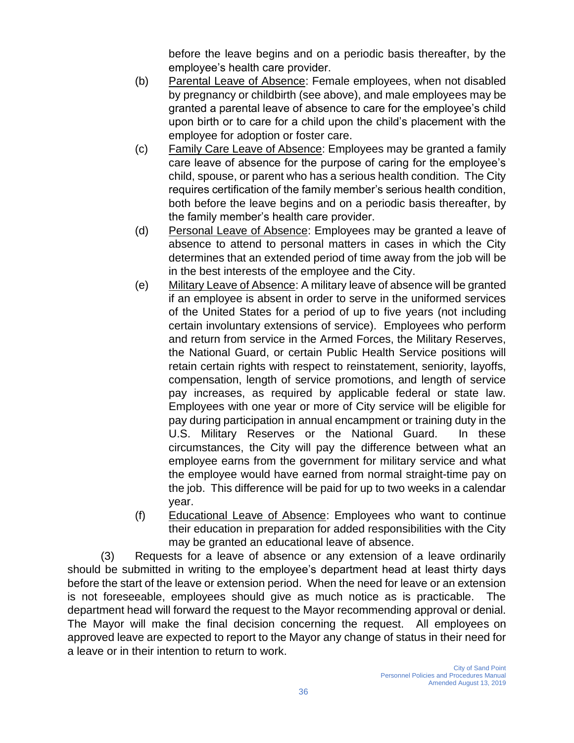before the leave begins and on a periodic basis thereafter, by the employee's health care provider.

(b) Parental Leave of Absence: Female employees, when not disabled by pregnancy or childbirth (see above), and male employees may be granted a parental leave of absence to care for the employee's child upon birth or to care for a child upon the child's placement with the employee for adoption or foster care.

(c) Family Care Leave of Absence: Employees may be granted a family care leave of absence for the purpose of caring for the employee's child, spouse, or parent who has a serious health condition. The City requires certification of the family member's serious health condition, both before the leave begins and on a periodic basis thereafter, by the family member's health care provider.

(d) Personal Leave of Absence: Employees may be granted a leave of absence to attend to personal matters in cases in which the City determines that an extended period of time away from the job will be in the best interests of the employee and the City.

(e) Military Leave of Absence: A military leave of absence will be granted if an employee is absent in order to serve in the uniformed services of the United States for a period of up to five years (not including certain involuntary extensions of service). Employees who perform and return from service in the Armed Forces, the Military Reserves, the National Guard, or certain Public Health Service positions will retain certain rights with respect to reinstatement, seniority, layoffs, compensation, length of service promotions, and length of service pay increases, as required by applicable federal or state law. Employees with one year or more of City service will be eligible for pay during participation in annual encampment or training duty in the U.S. Military Reserves or the National Guard. In these circumstances, the City will pay the difference between what an employee earns from the government for military service and what the employee would have earned from normal straight-time pay on the job. This difference will be paid for up to two weeks in a calendar year.

(f) Educational Leave of Absence: Employees who want to continue their education in preparation for added responsibilities with the City may be granted an educational leave of absence.

(3) Requests for a leave of absence or any extension of a leave ordinarily should be submitted in writing to the employee's department head at least thirty days before the start of the leave or extension period. When the need for leave or an extension is not foreseeable, employees should give as much notice as is practicable. The department head will forward the request to the Mayor recommending approval or denial. The Mayor will make the final decision concerning the request. All employees on approved leave are expected to report to the Mayor any change of status in their need for a leave or in their intention to return to work.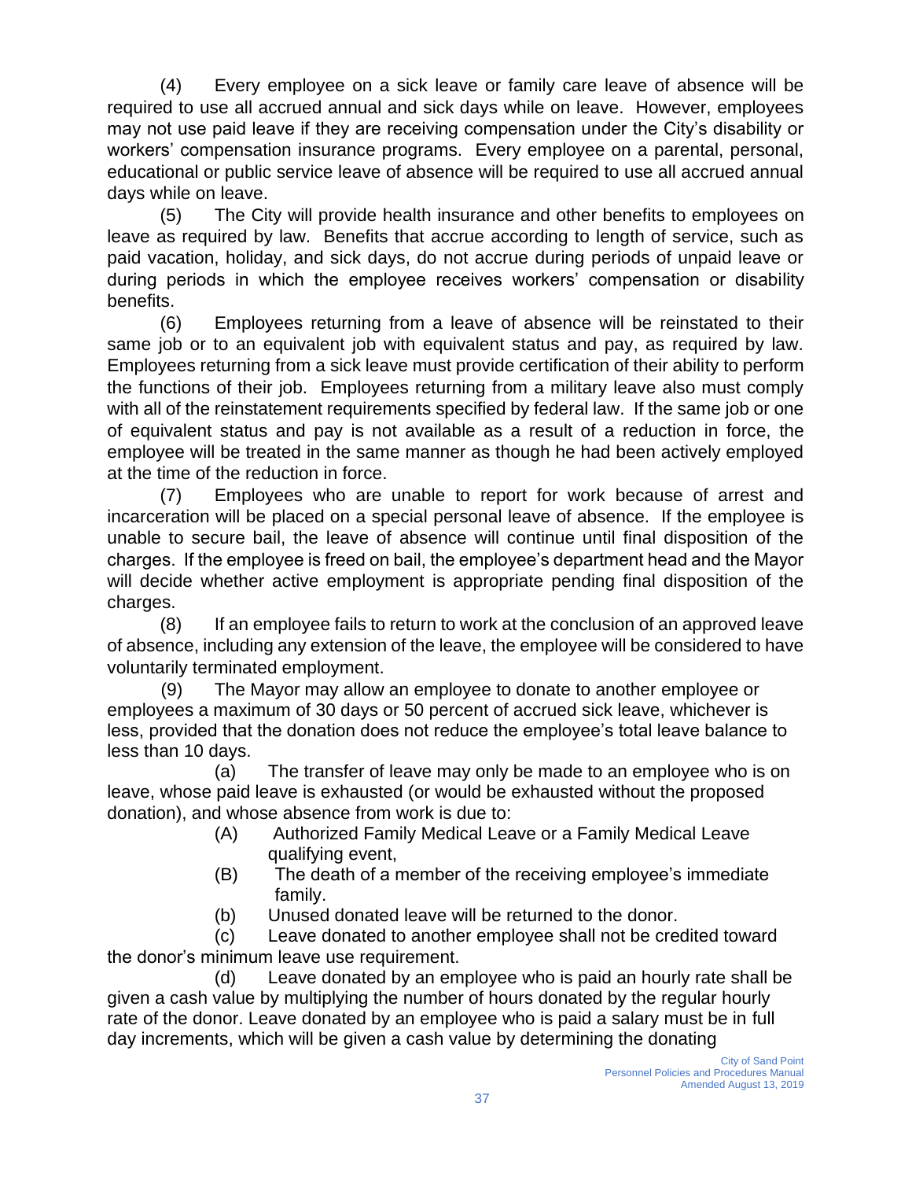(4) Every employee on a sick leave or family care leave of absence will be required to use all accrued annual and sick days while on leave. However, employees may not use paid leave if they are receiving compensation under the City's disability or workers' compensation insurance programs. Every employee on a parental, personal, educational or public service leave of absence will be required to use all accrued annual days while on leave.

(5) The City will provide health insurance and other benefits to employees on leave as required by law. Benefits that accrue according to length of service, such as paid vacation, holiday, and sick days, do not accrue during periods of unpaid leave or during periods in which the employee receives workers' compensation or disability benefits.

(6) Employees returning from a leave of absence will be reinstated to their same job or to an equivalent job with equivalent status and pay, as required by law. Employees returning from a sick leave must provide certification of their ability to perform the functions of their job. Employees returning from a military leave also must comply with all of the reinstatement requirements specified by federal law. If the same job or one of equivalent status and pay is not available as a result of a reduction in force, the employee will be treated in the same manner as though he had been actively employed at the time of the reduction in force.

(7) Employees who are unable to report for work because of arrest and incarceration will be placed on a special personal leave of absence. If the employee is unable to secure bail, the leave of absence will continue until final disposition of the charges. If the employee is freed on bail, the employee's department head and the Mayor will decide whether active employment is appropriate pending final disposition of the charges.

(8) If an employee fails to return to work at the conclusion of an approved leave of absence, including any extension of the leave, the employee will be considered to have voluntarily terminated employment.

(9) The Mayor may allow an employee to donate to another employee or employees a maximum of 30 days or 50 percent of accrued sick leave, whichever is less, provided that the donation does not reduce the employee's total leave balance to less than 10 days.

(a) The transfer of leave may only be made to an employee who is on leave, whose paid leave is exhausted (or would be exhausted without the proposed donation), and whose absence from work is due to:

(A) Authorized Family Medical Leave or a Family Medical Leave qualifying event,

(B) The death of a member of the receiving employee's immediate family.

(b) Unused donated leave will be returned to the donor.

(c) Leave donated to another employee shall not be credited toward the donor's minimum leave use requirement.

(d) Leave donated by an employee who is paid an hourly rate shall be given a cash value by multiplying the number of hours donated by the regular hourly rate of the donor. Leave donated by an employee who is paid a salary must be in full day increments, which will be given a cash value by determining the donating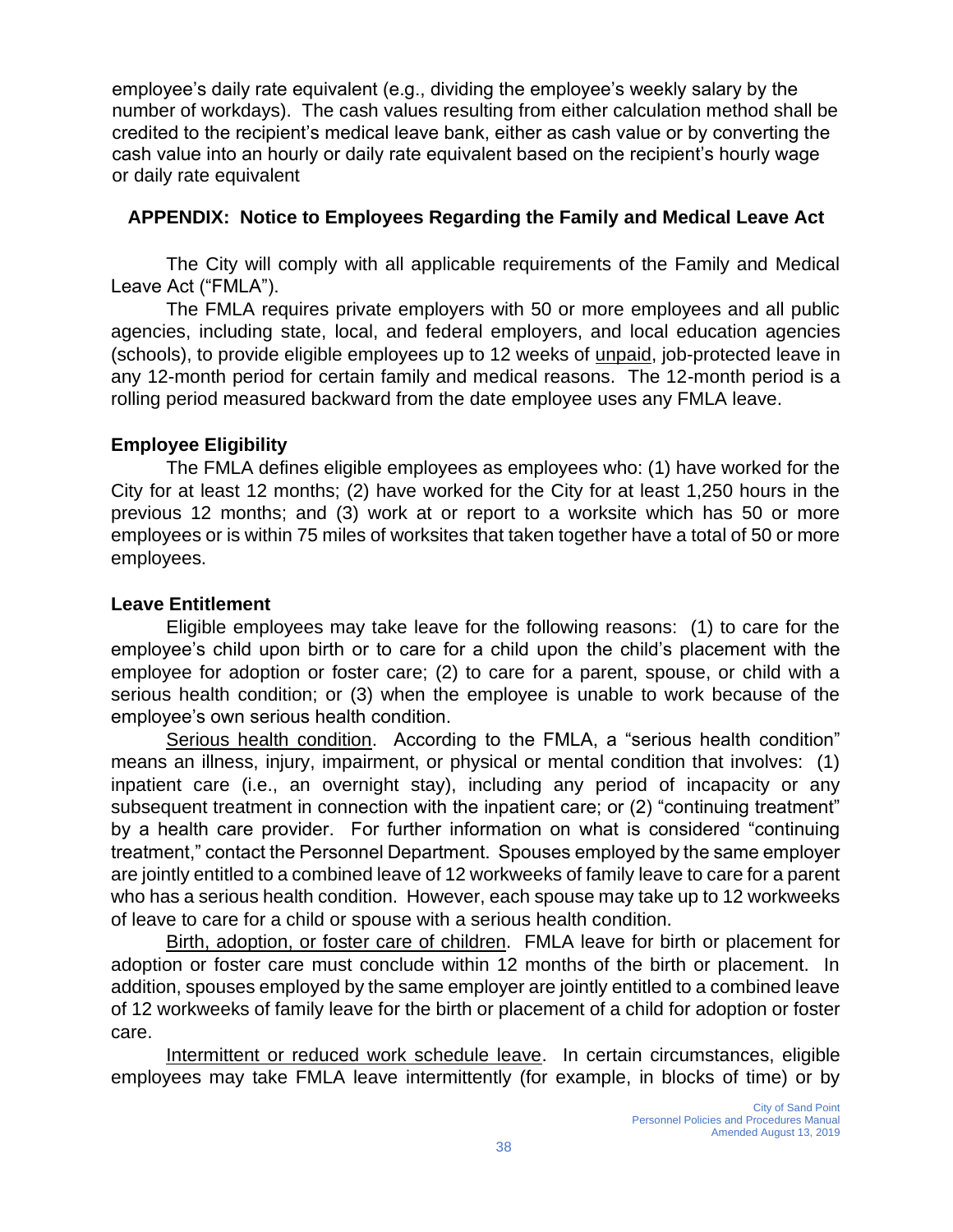employee's daily rate equivalent (e.g., dividing the employee's weekly salary by the number of workdays). The cash values resulting from either calculation method shall be credited to the recipient's medical leave bank, either as cash value or by converting the cash value into an hourly or daily rate equivalent based on the recipient's hourly wage or daily rate equivalent

## APPENDIX: Notice to Employees Regarding the Family and Medical Leave Act

The City will comply with all applicable requirements of the Family and Medical Leave Act ("FMLA").

The FMLA requires private employers with 50 or more employees and all public agencies, including state, local, and federal employers, and local education agencies (schools), to provide eligible employees up to 12 weeks of unpaid, job-protected leave in any 12-month period for certain family and medical reasons. The 12-month period is a rolling period measured backward from the date employee uses any FMLA leave.

### Employee Eligibility

The FMLA defines eligible employees as employees who: (1) have worked for the City for at least 12 months; (2) have worked for the City for at least 1,250 hours in the previous 12 months; and (3) work at or report to a worksite which has 50 or more employees or is within 75 miles of worksites that taken together have a total of 50 or more employees.

### Leave Entitlement

Eligible employees may take leave for the following reasons: (1) to care for the employee's child upon birth or to care for a child upon the child's placement with the employee for adoption or foster care; (2) to care for a parent, spouse, or child with a serious health condition; or (3) when the employee is unable to work because of the employee's own serious health condition.

Serious health condition. According to the FMLA, a "serious health condition" means an illness, injury, impairment, or physical or mental condition that involves: (1) inpatient care (i.e., an overnight stay), including any period of incapacity or any subsequent treatment in connection with the inpatient care; or (2) "continuing treatment" by a health care provider. For further information on what is considered "continuing treatment," contact the Personnel Department. Spouses employed by the same employer are jointly entitled to a combined leave of 12 workweeks of family leave to care for a parent who has a serious health condition. However, each spouse may take up to 12 workweeks of leave to care for a child or spouse with a serious health condition.

Birth, adoption, or foster care of children. FMLA leave for birth or placement for adoption or foster care must conclude within 12 months of the birth or placement. In addition, spouses employed by the same employer are jointly entitled to a combined leave of 12 workweeks of family leave for the birth or placement of a child for adoption or foster care.

Intermittent or reduced work schedule leave. In certain circumstances, eligible employees may take FMLA leave intermittently (for example, in blocks of time) or by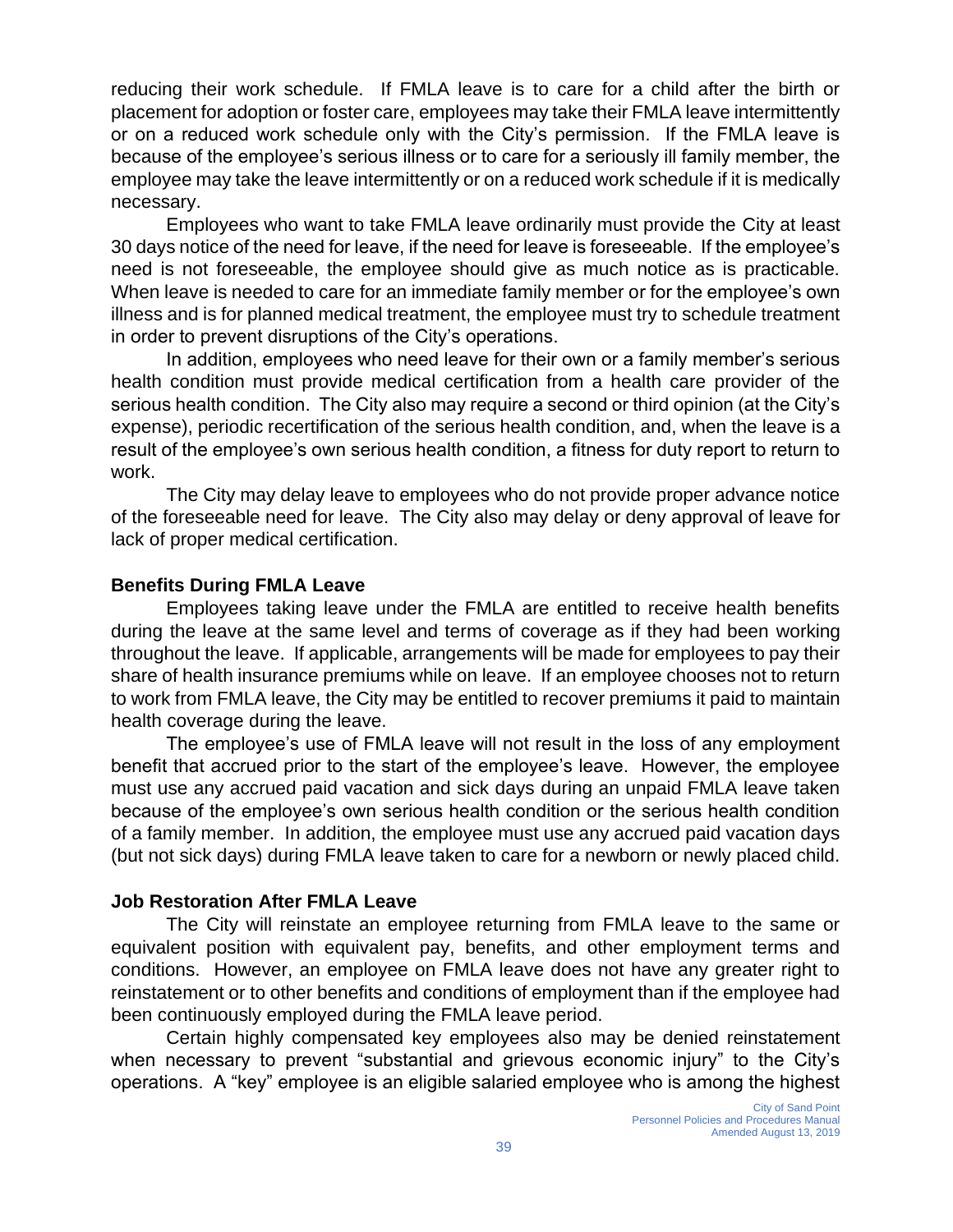reducing their work schedule. If FMLA leave is to care for a child after the birth or placement for adoption or foster care, employees may take their FMLA leave intermittently or on a reduced work schedule only with the City's permission. If the FMLA leave is because of the employee's serious illness or to care for a seriously ill family member, the employee may take the leave intermittently or on a reduced work schedule if it is medically necessary.

Employees who want to take FMLA leave ordinarily must provide the City at least 30 days notice of the need for leave, if the need for leave is foreseeable. If the employee's need is not foreseeable, the employee should give as much notice as is practicable. When leave is needed to care for an immediate family member or for the employee's own illness and is for planned medical treatment, the employee must try to schedule treatment in order to prevent disruptions of the City's operations.

In addition, employees who need leave for their own or a family member's serious health condition must provide medical certification from a health care provider of the serious health condition. The City also may require a second or third opinion (at the City's expense), periodic recertification of the serious health condition, and, when the leave is a result of the employee's own serious health condition, a fitness for duty report to return to work.

The City may delay leave to employees who do not provide proper advance notice of the foreseeable need for leave. The City also may delay or deny approval of leave for lack of proper medical certification.

**Benefits During FMLA Leave**

Employees taking leave under the FMLA are entitled to receive health benefits during the leave at the same level and terms of coverage as if they had been working throughout the leave. If applicable, arrangements will be made for employees to pay their share of health insurance premiums while on leave. If an employee chooses not to return to work from FMLA leave, the City may be entitled to recover premiums it paid to maintain health coverage during the leave.

The employee's use of FMLA leave will not result in the loss of any employment benefit that accrued prior to the start of the employee's leave. However, the employee must use any accrued paid vacation and sick days during an unpaid FMLA leave taken because of the employee's own serious health condition or the serious health condition of a family member. In addition, the employee must use any accrued paid vacation days (but not sick days) during FMLA leave taken to care for a newborn or newly placed child.

**Job Restoration After FMLA Leave**

The City will reinstate an employee returning from FMLA leave to the same or equivalent position with equivalent pay, benefits, and other employment terms and conditions. However, an employee on FMLA leave does not have any greater right to reinstatement or to other benefits and conditions of employment than if the employee had been continuously employed during the FMLA leave period.

Certain highly compensated key employees also may be denied reinstatement when necessary to prevent "substantial and grievous economic injury" to the City's operations. A "key" employee is an eligible salaried employee who is among the highest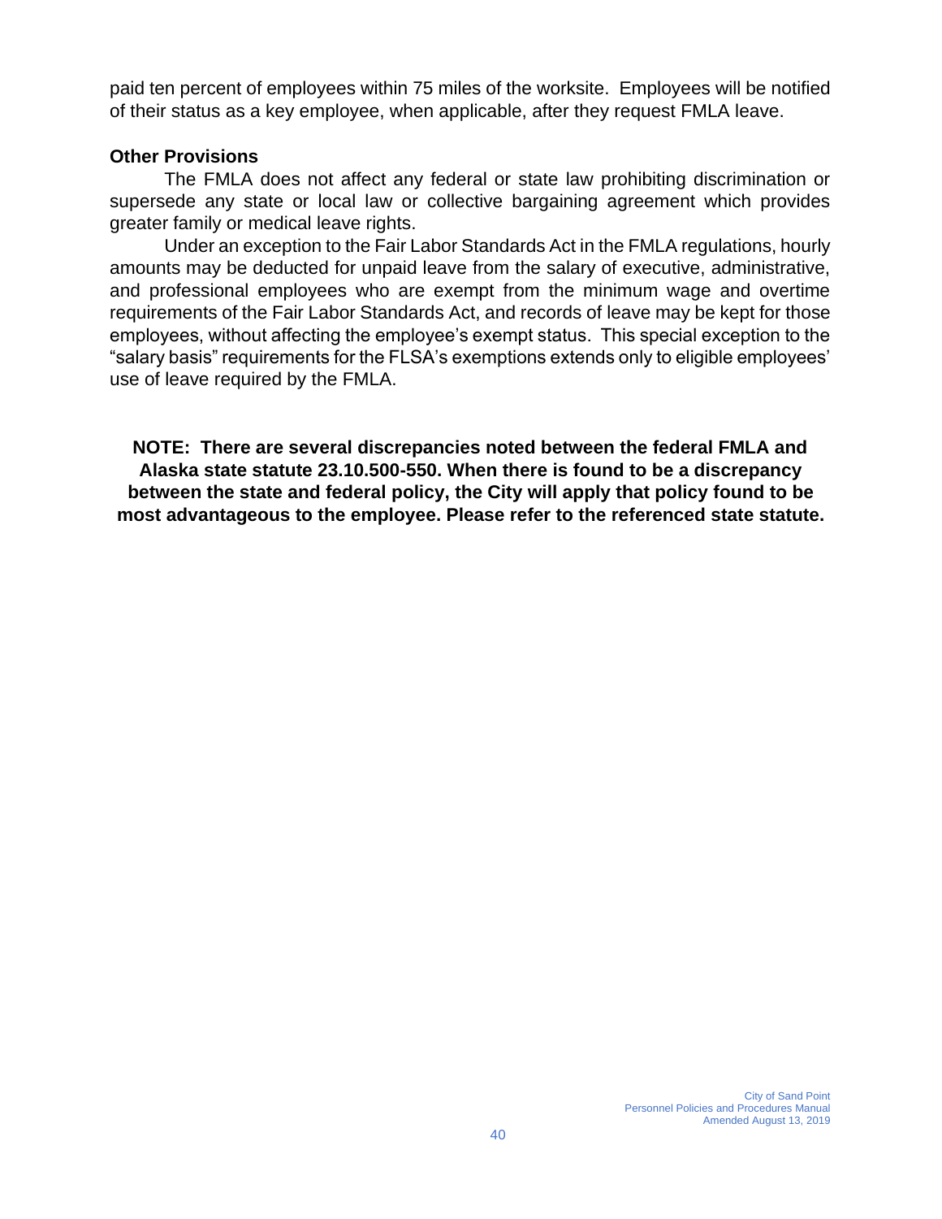paid ten percent of employees within 75 miles of the worksite. Employees will be notified of their status as a key employee, when applicable, after they request FMLA leave.

**Other Provisions**

The FMLA does not affect any federal or state law prohibiting discrimination or supersede any state or local law or collective bargaining agreement which provides greater family or medical leave rights.

Under an exception to the Fair Labor Standards Act in the FMLA regulations, hourly amounts may be deducted for unpaid leave from the salary of executive, administrative, and professional employees who are exempt from the minimum wage and overtime requirements of the Fair Labor Standards Act, and records of leave may be kept for those employees, without affecting the employee's exempt status. This special exception to the "salary basis" requirements for the FLSA's exemptions extends only to eligible employees' use of leave required by the FMLA.

**NOTE: There are several discrepancies noted between the federal FMLA and Alaska state statute 23.10.500-550. When there is found to be a discrepancy between the state and federal policy, the City will apply that policy found to be most advantageous to the employee. Please refer to the referenced state statute.**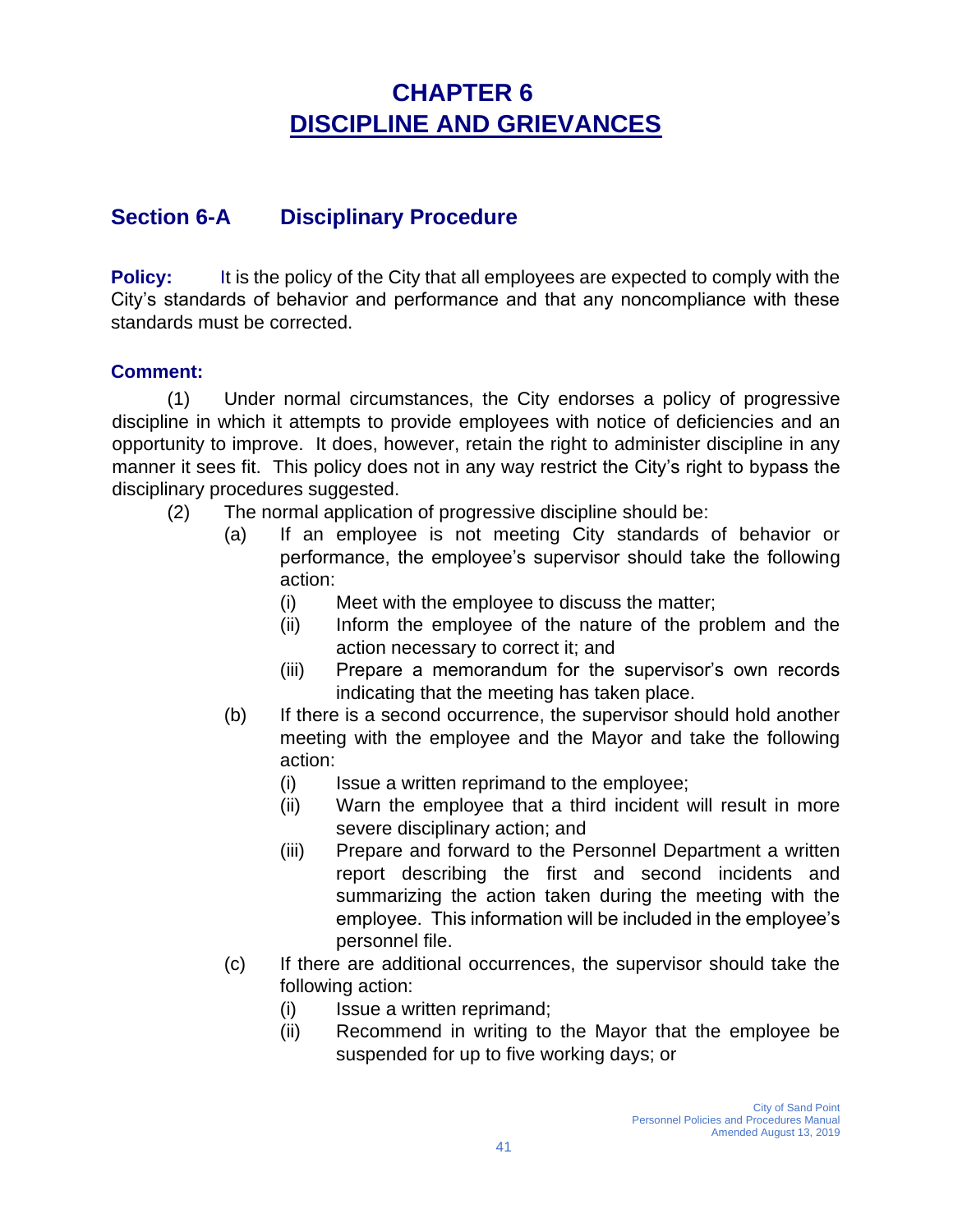# CHAPTER 6
# DISCIPLINE AND GRIEVANCES

## Section 6-A Disciplinary Procedure

**Policy:** It is the policy of the City that all employees are expected to comply with the City's standards of behavior and performance and that any noncompliance with these standards must be corrected.

**Comment:**

(1) Under normal circumstances, the City endorses a policy of progressive discipline in which it attempts to provide employees with notice of deficiencies and an opportunity to improve. It does, however, retain the right to administer discipline in any manner it sees fit. This policy does not in any way restrict the City's right to bypass the disciplinary procedures suggested.

(2) The normal application of progressive discipline should be:

- (a) If an employee is not meeting City standards of behavior or performance, the employee's supervisor should take the following action:
  - (i) Meet with the employee to discuss the matter;
  - (ii) Inform the employee of the nature of the problem and the action necessary to correct it; and
  - (iii) Prepare a memorandum for the supervisor's own records indicating that the meeting has taken place.
- (b) If there is a second occurrence, the supervisor should hold another meeting with the employee and the Mayor and take the following action:
  - (i) Issue a written reprimand to the employee;
  - (ii) Warn the employee that a third incident will result in more severe disciplinary action; and
  - (iii) Prepare and forward to the Personnel Department a written report describing the first and second incidents and summarizing the action taken during the meeting with the employee. This information will be included in the employee's personnel file.
- (c) If there are additional occurrences, the supervisor should take the following action:
  - (i) Issue a written reprimand;
  - (ii) Recommend in writing to the Mayor that the employee be suspended for up to five working days; or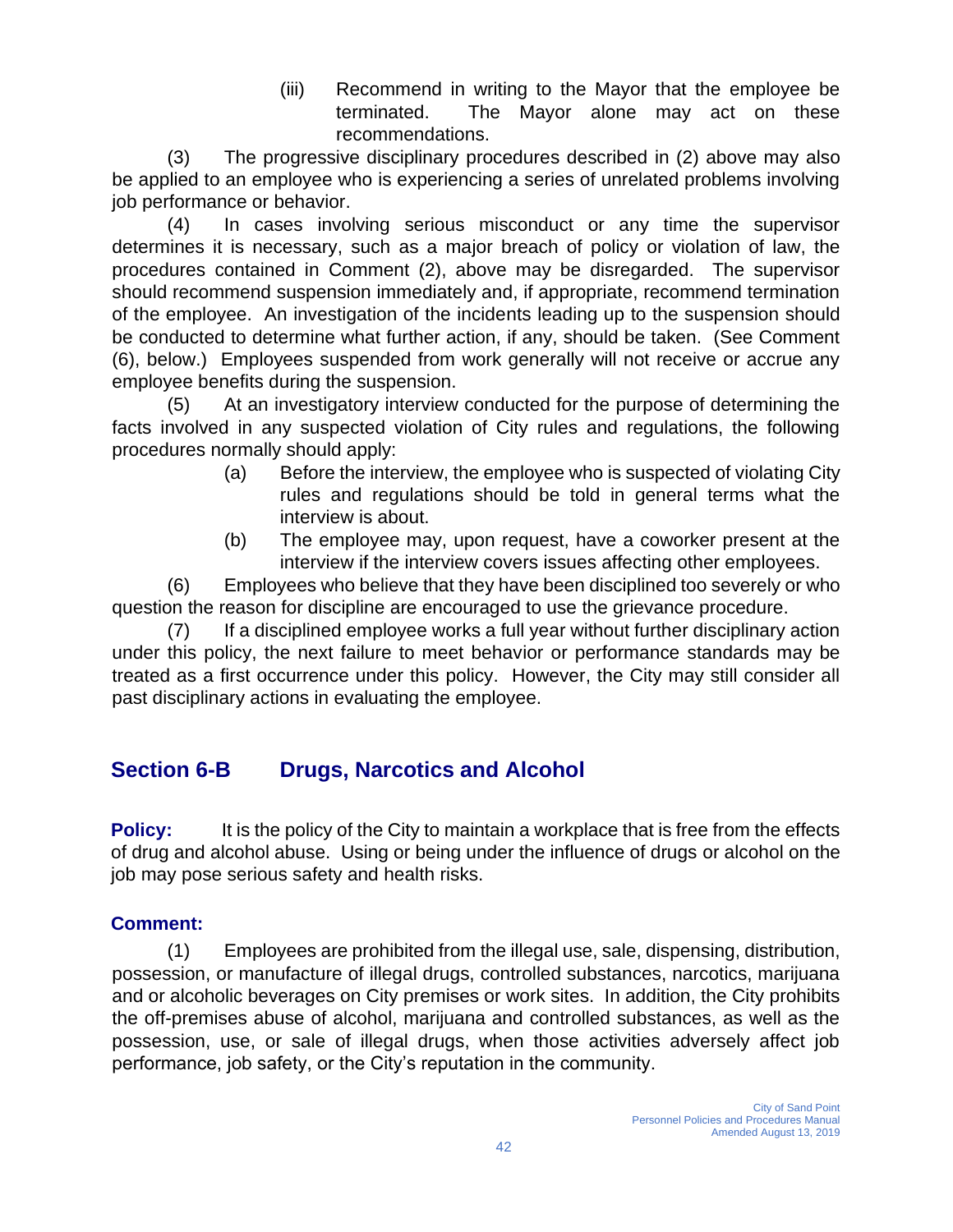(iii) Recommend in writing to the Mayor that the employee be terminated. The Mayor alone may act on these recommendations.

(3) The progressive disciplinary procedures described in (2) above may also be applied to an employee who is experiencing a series of unrelated problems involving job performance or behavior.

(4) In cases involving serious misconduct or any time the supervisor determines it is necessary, such as a major breach of policy or violation of law, the procedures contained in Comment (2), above may be disregarded. The supervisor should recommend suspension immediately and, if appropriate, recommend termination of the employee. An investigation of the incidents leading up to the suspension should be conducted to determine what further action, if any, should be taken. (See Comment (6), below.) Employees suspended from work generally will not receive or accrue any employee benefits during the suspension.

(5) At an investigatory interview conducted for the purpose of determining the facts involved in any suspected violation of City rules and regulations, the following procedures normally should apply:

(a) Before the interview, the employee who is suspected of violating City rules and regulations should be told in general terms what the interview is about.

(b) The employee may, upon request, have a coworker present at the interview if the interview covers issues affecting other employees.

(6) Employees who believe that they have been disciplined too severely or who question the reason for discipline are encouraged to use the grievance procedure.

(7) If a disciplined employee works a full year without further disciplinary action under this policy, the next failure to meet behavior or performance standards may be treated as a first occurrence under this policy. However, the City may still consider all past disciplinary actions in evaluating the employee.

## Section 6-B Drugs, Narcotics and Alcohol

**Policy:** It is the policy of the City to maintain a workplace that is free from the effects of drug and alcohol abuse. Using or being under the influence of drugs or alcohol on the job may pose serious safety and health risks.

**Comment:**

(1) Employees are prohibited from the illegal use, sale, dispensing, distribution, possession, or manufacture of illegal drugs, controlled substances, narcotics, marijuana and or alcoholic beverages on City premises or work sites. In addition, the City prohibits the off-premises abuse of alcohol, marijuana and controlled substances, as well as the possession, use, or sale of illegal drugs, when those activities adversely affect job performance, job safety, or the City's reputation in the community.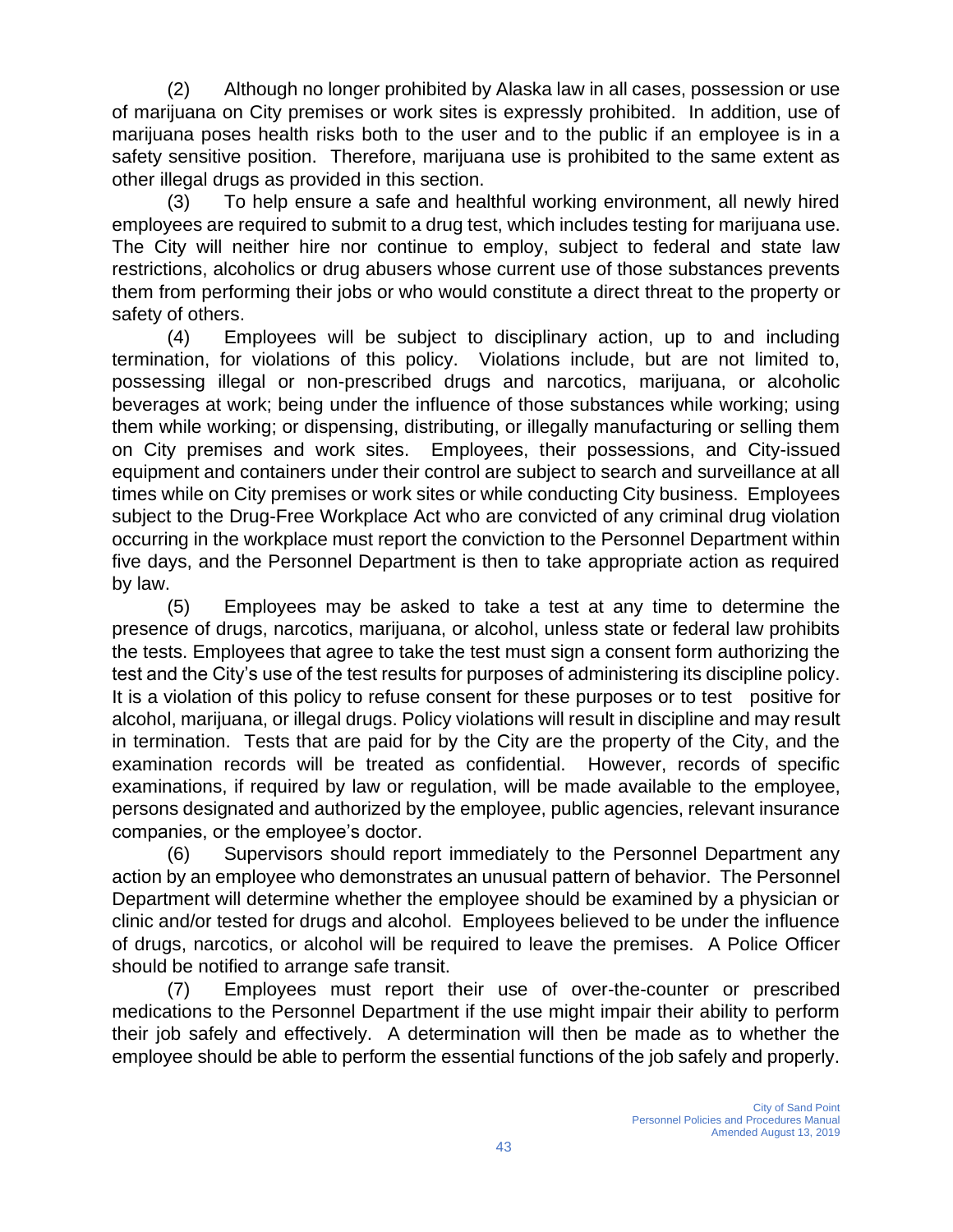(2) Although no longer prohibited by Alaska law in all cases, possession or use of marijuana on City premises or work sites is expressly prohibited. In addition, use of marijuana poses health risks both to the user and to the public if an employee is in a safety sensitive position. Therefore, marijuana use is prohibited to the same extent as other illegal drugs as provided in this section.

(3) To help ensure a safe and healthful working environment, all newly hired employees are required to submit to a drug test, which includes testing for marijuana use. The City will neither hire nor continue to employ, subject to federal and state law restrictions, alcoholics or drug abusers whose current use of those substances prevents them from performing their jobs or who would constitute a direct threat to the property or safety of others.

(4) Employees will be subject to disciplinary action, up to and including termination, for violations of this policy. Violations include, but are not limited to, possessing illegal or non-prescribed drugs and narcotics, marijuana, or alcoholic beverages at work; being under the influence of those substances while working; using them while working; or dispensing, distributing, or illegally manufacturing or selling them on City premises and work sites. Employees, their possessions, and City-issued equipment and containers under their control are subject to search and surveillance at all times while on City premises or work sites or while conducting City business. Employees subject to the Drug-Free Workplace Act who are convicted of any criminal drug violation occurring in the workplace must report the conviction to the Personnel Department within five days, and the Personnel Department is then to take appropriate action as required by law.

(5) Employees may be asked to take a test at any time to determine the presence of drugs, narcotics, marijuana, or alcohol, unless state or federal law prohibits the tests. Employees that agree to take the test must sign a consent form authorizing the test and the City's use of the test results for purposes of administering its discipline policy. It is a violation of this policy to refuse consent for these purposes or to test positive for alcohol, marijuana, or illegal drugs. Policy violations will result in discipline and may result in termination. Tests that are paid for by the City are the property of the City, and the examination records will be treated as confidential. However, records of specific examinations, if required by law or regulation, will be made available to the employee, persons designated and authorized by the employee, public agencies, relevant insurance companies, or the employee's doctor.

(6) Supervisors should report immediately to the Personnel Department any action by an employee who demonstrates an unusual pattern of behavior. The Personnel Department will determine whether the employee should be examined by a physician or clinic and/or tested for drugs and alcohol. Employees believed to be under the influence of drugs, narcotics, or alcohol will be required to leave the premises. A Police Officer should be notified to arrange safe transit.

(7) Employees must report their use of over-the-counter or prescribed medications to the Personnel Department if the use might impair their ability to perform their job safely and effectively. A determination will then be made as to whether the employee should be able to perform the essential functions of the job safely and properly.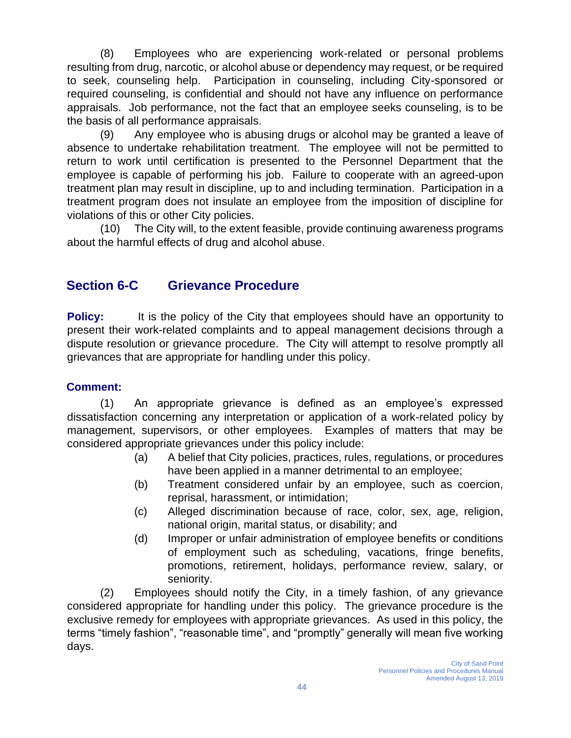(8) Employees who are experiencing work-related or personal problems resulting from drug, narcotic, or alcohol abuse or dependency may request, or be required to seek, counseling help. Participation in counseling, including City-sponsored or required counseling, is confidential and should not have any influence on performance appraisals. Job performance, not the fact that an employee seeks counseling, is to be the basis of all performance appraisals.

(9) Any employee who is abusing drugs or alcohol may be granted a leave of absence to undertake rehabilitation treatment. The employee will not be permitted to return to work until certification is presented to the Personnel Department that the employee is capable of performing his job. Failure to cooperate with an agreed-upon treatment plan may result in discipline, up to and including termination. Participation in a treatment program does not insulate an employee from the imposition of discipline for violations of this or other City policies.

(10) The City will, to the extent feasible, provide continuing awareness programs about the harmful effects of drug and alcohol abuse.

## Section 6-C Grievance Procedure

**Policy:** It is the policy of the City that employees should have an opportunity to present their work-related complaints and to appeal management decisions through a dispute resolution or grievance procedure. The City will attempt to resolve promptly all grievances that are appropriate for handling under this policy.

**Comment:**

(1) An appropriate grievance is defined as an employee's expressed dissatisfaction concerning any interpretation or application of a work-related policy by management, supervisors, or other employees. Examples of matters that may be considered appropriate grievances under this policy include:

- (a) A belief that City policies, practices, rules, regulations, or procedures have been applied in a manner detrimental to an employee;
- (b) Treatment considered unfair by an employee, such as coercion, reprisal, harassment, or intimidation;
- (c) Alleged discrimination because of race, color, sex, age, religion, national origin, marital status, or disability; and
- (d) Improper or unfair administration of employee benefits or conditions of employment such as scheduling, vacations, fringe benefits, promotions, retirement, holidays, performance review, salary, or seniority.

(2) Employees should notify the City, in a timely fashion, of any grievance considered appropriate for handling under this policy. The grievance procedure is the exclusive remedy for employees with appropriate grievances. As used in this policy, the terms "timely fashion", "reasonable time", and "promptly" generally will mean five working days.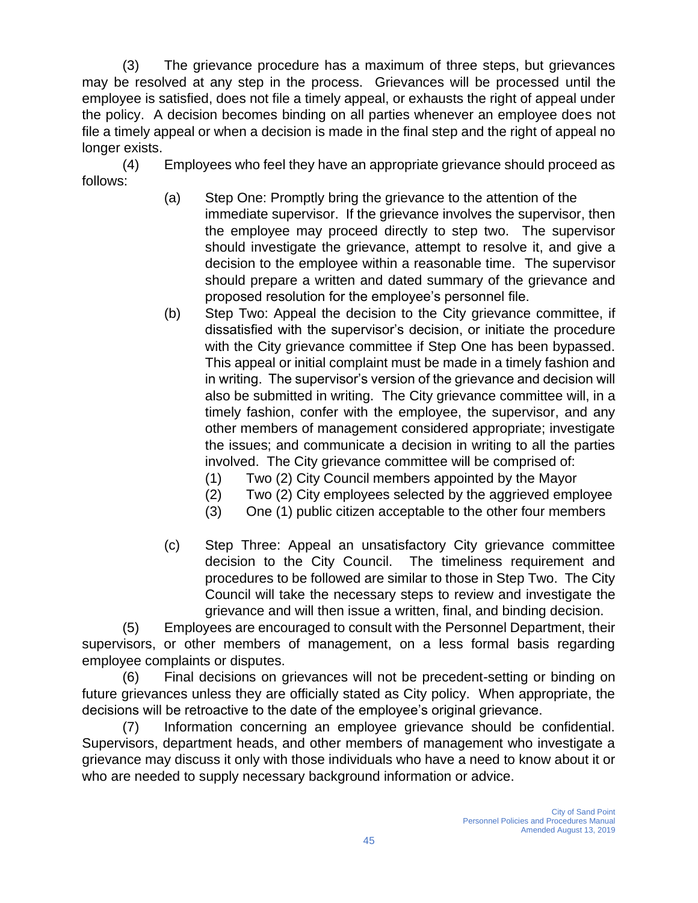(3) The grievance procedure has a maximum of three steps, but grievances may be resolved at any step in the process. Grievances will be processed until the employee is satisfied, does not file a timely appeal, or exhausts the right of appeal under the policy. A decision becomes binding on all parties whenever an employee does not file a timely appeal or when a decision is made in the final step and the right of appeal no longer exists.

(4) Employees who feel they have an appropriate grievance should proceed as follows:

- (a) Step One: Promptly bring the grievance to the attention of the immediate supervisor. If the grievance involves the supervisor, then the employee may proceed directly to step two. The supervisor should investigate the grievance, attempt to resolve it, and give a decision to the employee within a reasonable time. The supervisor should prepare a written and dated summary of the grievance and proposed resolution for the employee's personnel file.
- (b) Step Two: Appeal the decision to the City grievance committee, if dissatisfied with the supervisor's decision, or initiate the procedure with the City grievance committee if Step One has been bypassed. This appeal or initial complaint must be made in a timely fashion and in writing. The supervisor's version of the grievance and decision will also be submitted in writing. The City grievance committee will, in a timely fashion, confer with the employee, the supervisor, and any other members of management considered appropriate; investigate the issues; and communicate a decision in writing to all the parties involved. The City grievance committee will be comprised of:
  - (1) Two (2) City Council members appointed by the Mayor
  - (2) Two (2) City employees selected by the aggrieved employee
  - (3) One (1) public citizen acceptable to the other four members
- (c) Step Three: Appeal an unsatisfactory City grievance committee decision to the City Council. The timeliness requirement and procedures to be followed are similar to those in Step Two. The City Council will take the necessary steps to review and investigate the grievance and will then issue a written, final, and binding decision.

(5) Employees are encouraged to consult with the Personnel Department, their supervisors, or other members of management, on a less formal basis regarding employee complaints or disputes.

(6) Final decisions on grievances will not be precedent-setting or binding on future grievances unless they are officially stated as City policy. When appropriate, the decisions will be retroactive to the date of the employee's original grievance.

(7) Information concerning an employee grievance should be confidential. Supervisors, department heads, and other members of management who investigate a grievance may discuss it only with those individuals who have a need to know about it or who are needed to supply necessary background information or advice.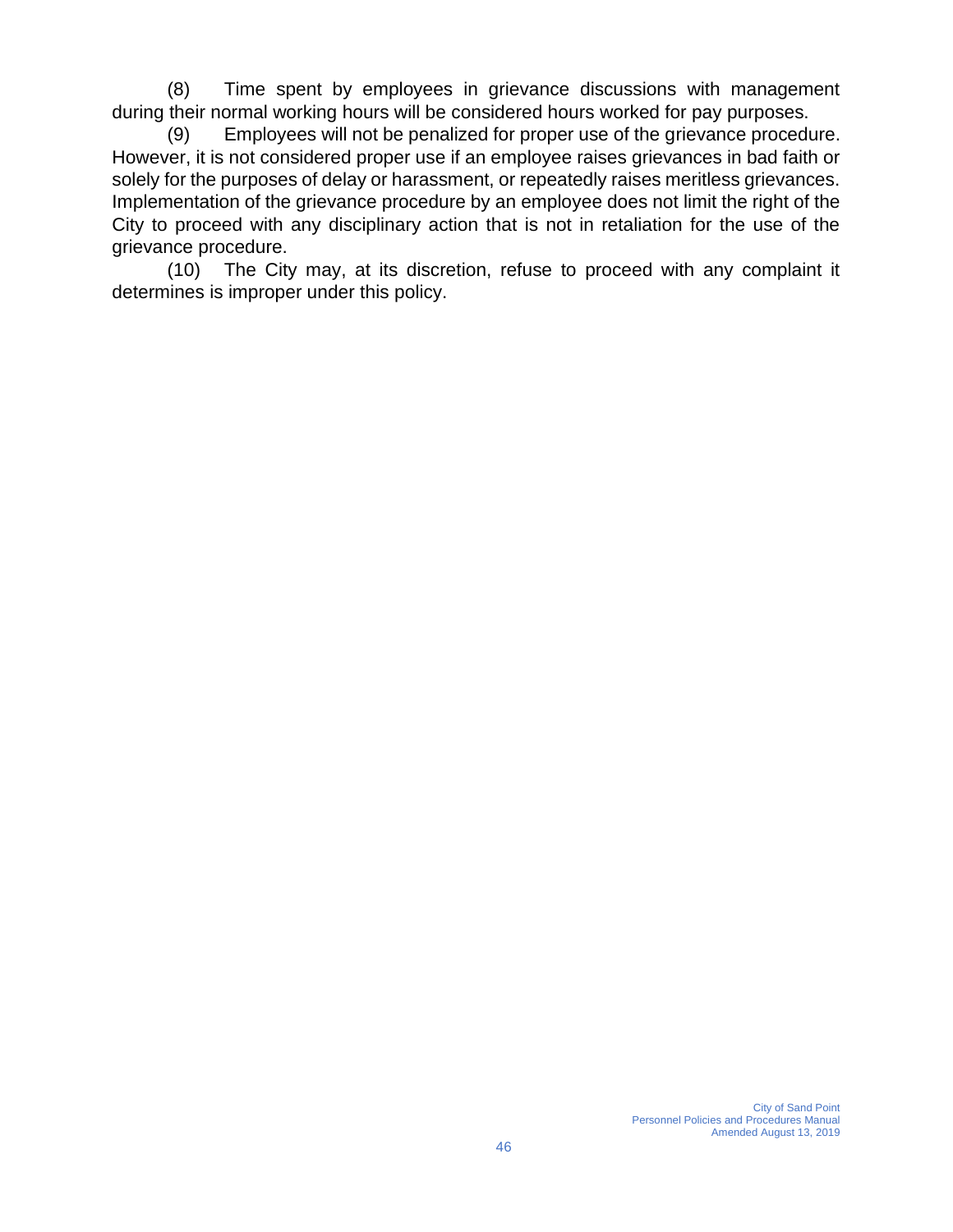(8) Time spent by employees in grievance discussions with management during their normal working hours will be considered hours worked for pay purposes.

(9) Employees will not be penalized for proper use of the grievance procedure. However, it is not considered proper use if an employee raises grievances in bad faith or solely for the purposes of delay or harassment, or repeatedly raises meritless grievances. Implementation of the grievance procedure by an employee does not limit the right of the City to proceed with any disciplinary action that is not in retaliation for the use of the grievance procedure.

(10) The City may, at its discretion, refuse to proceed with any complaint it determines is improper under this policy.